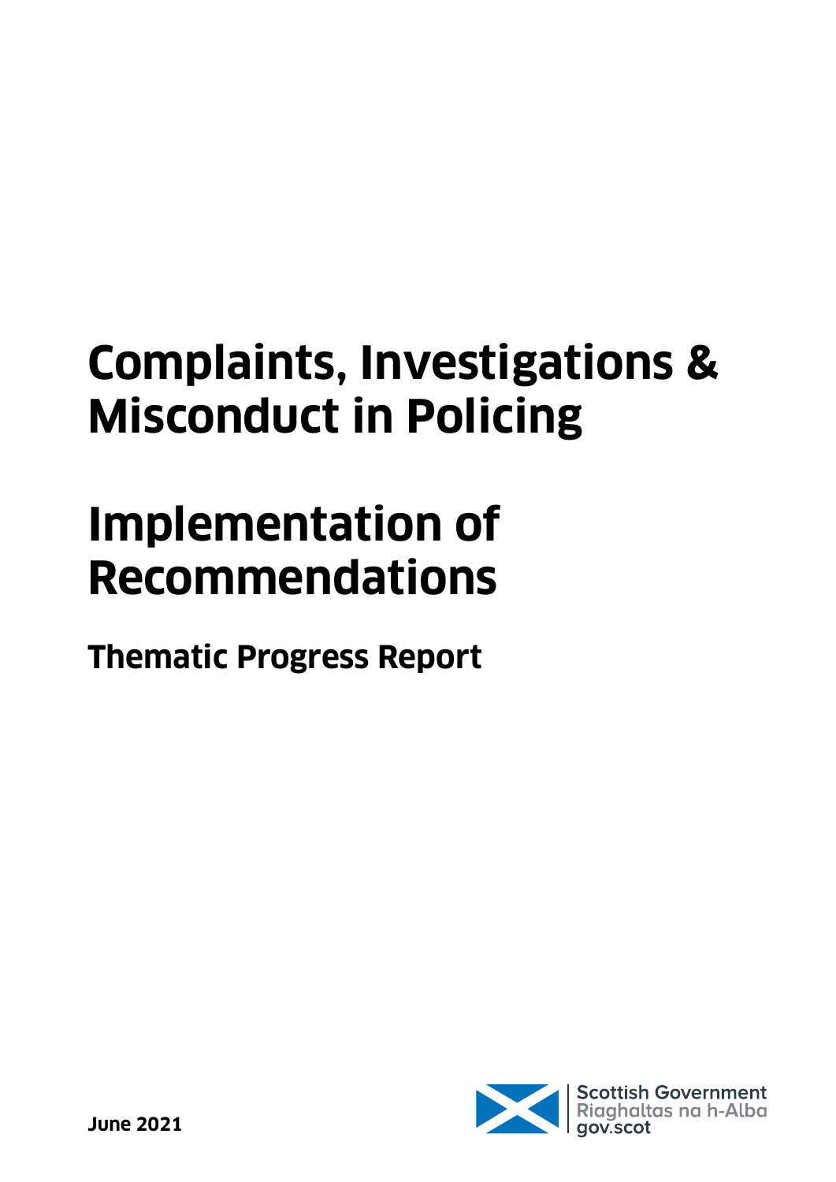# Complaints, Investigations & Misconduct in Policing

# Implementation of Recommendations

## Thematic Progress Report

Scottish Government
Riaghaltas na h-Alba
gov.scot

June 2021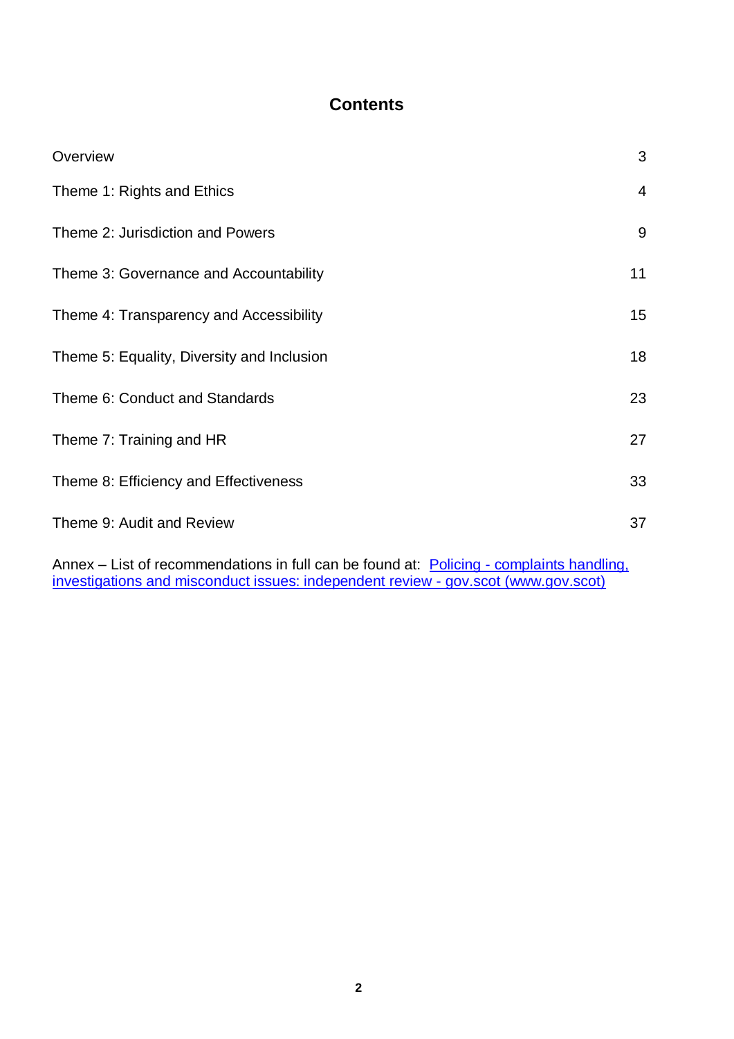# Contents

| | |
|---|---|
| Overview | 3 |
| Theme 1: Rights and Ethics | 4 |
| Theme 2: Jurisdiction and Powers | 9 |
| Theme 3: Governance and Accountability | 11 |
| Theme 4: Transparency and Accessibility | 15 |
| Theme 5: Equality, Diversity and Inclusion | 18 |
| Theme 6: Conduct and Standards | 23 |
| Theme 7: Training and HR | 27 |
| Theme 8: Efficiency and Effectiveness | 33 |
| Theme 9: Audit and Review | 37 |

Annex – List of recommendations in full can be found at: [Policing - complaints handling, investigations and misconduct issues: independent review - gov.scot (www.gov.scot)](https://www.gov.scot)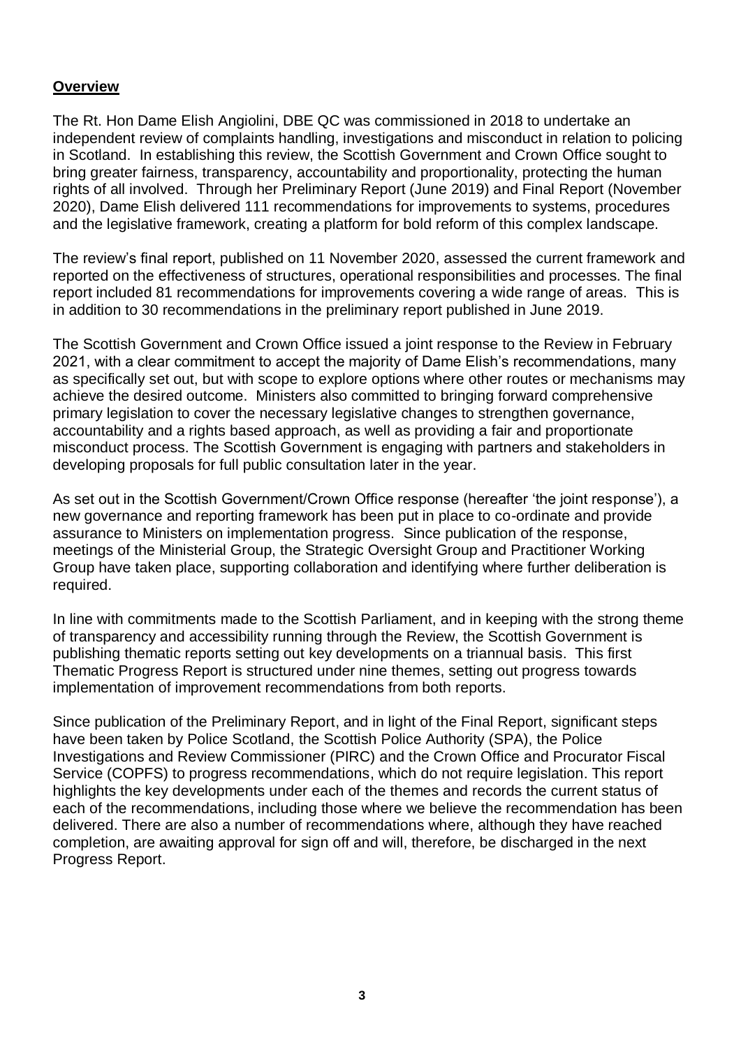## Overview

The Rt. Hon Dame Elish Angiolini, DBE QC was commissioned in 2018 to undertake an independent review of complaints handling, investigations and misconduct in relation to policing in Scotland. In establishing this review, the Scottish Government and Crown Office sought to bring greater fairness, transparency, accountability and proportionality, protecting the human rights of all involved. Through her Preliminary Report (June 2019) and Final Report (November 2020), Dame Elish delivered 111 recommendations for improvements to systems, procedures and the legislative framework, creating a platform for bold reform of this complex landscape.

The review's final report, published on 11 November 2020, assessed the current framework and reported on the effectiveness of structures, operational responsibilities and processes. The final report included 81 recommendations for improvements covering a wide range of areas. This is in addition to 30 recommendations in the preliminary report published in June 2019.

The Scottish Government and Crown Office issued a joint response to the Review in February 2021, with a clear commitment to accept the majority of Dame Elish's recommendations, many as specifically set out, but with scope to explore options where other routes or mechanisms may achieve the desired outcome. Ministers also committed to bringing forward comprehensive primary legislation to cover the necessary legislative changes to strengthen governance, accountability and a rights based approach, as well as providing a fair and proportionate misconduct process. The Scottish Government is engaging with partners and stakeholders in developing proposals for full public consultation later in the year.

As set out in the Scottish Government/Crown Office response (hereafter 'the joint response'), a new governance and reporting framework has been put in place to co-ordinate and provide assurance to Ministers on implementation progress. Since publication of the response, meetings of the Ministerial Group, the Strategic Oversight Group and Practitioner Working Group have taken place, supporting collaboration and identifying where further deliberation is required.

In line with commitments made to the Scottish Parliament, and in keeping with the strong theme of transparency and accessibility running through the Review, the Scottish Government is publishing thematic reports setting out key developments on a triannual basis. This first Thematic Progress Report is structured under nine themes, setting out progress towards implementation of improvement recommendations from both reports.

Since publication of the Preliminary Report, and in light of the Final Report, significant steps have been taken by Police Scotland, the Scottish Police Authority (SPA), the Police Investigations and Review Commissioner (PIRC) and the Crown Office and Procurator Fiscal Service (COPFS) to progress recommendations, which do not require legislation. This report highlights the key developments under each of the themes and records the current status of each of the recommendations, including those where we believe the recommendation has been delivered. There are also a number of recommendations where, although they have reached completion, are awaiting approval for sign off and will, therefore, be discharged in the next Progress Report.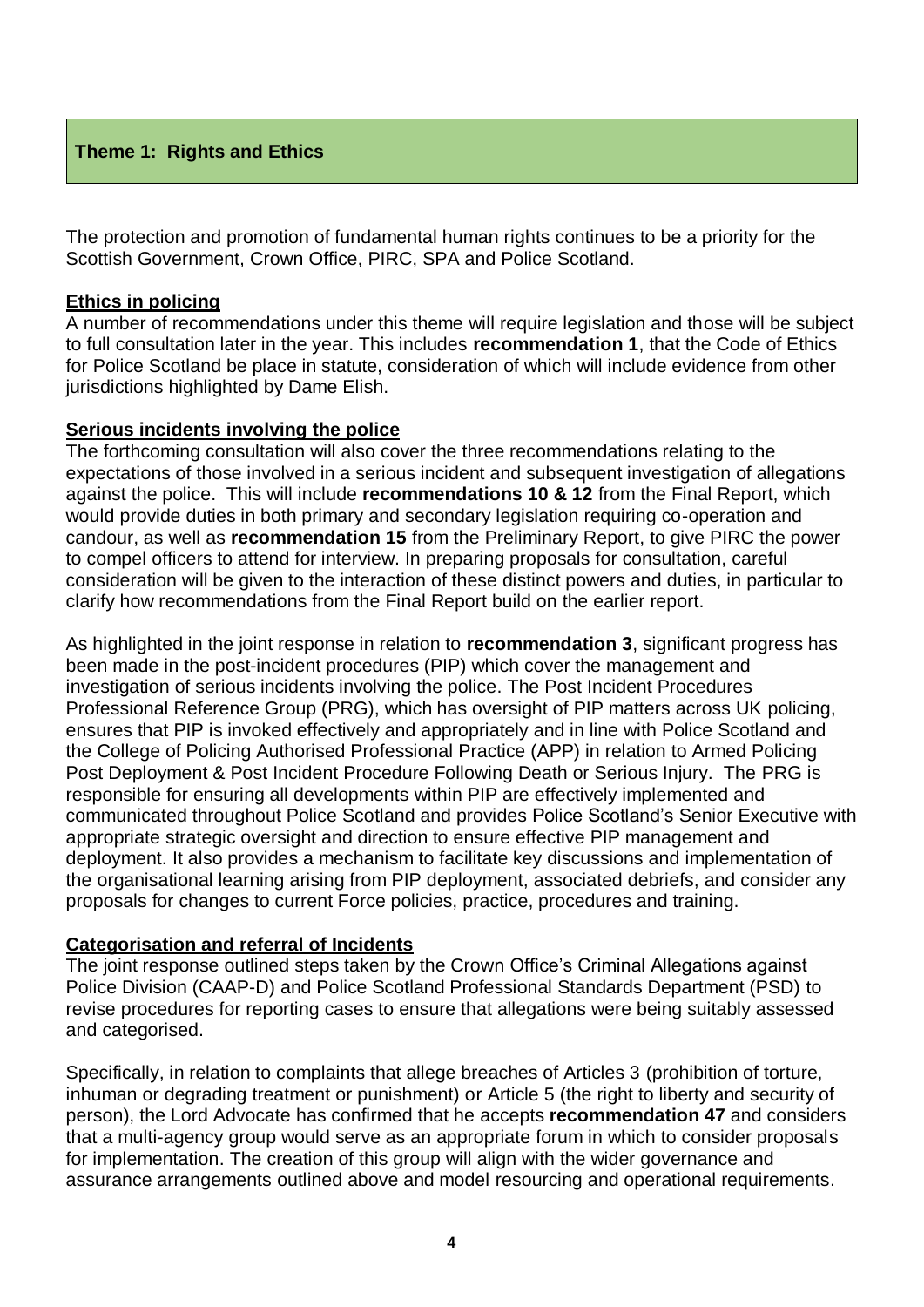## Theme 1: Rights and Ethics

The protection and promotion of fundamental human rights continues to be a priority for the Scottish Government, Crown Office, PIRC, SPA and Police Scotland.

### Ethics in policing

A number of recommendations under this theme will require legislation and those will be subject to full consultation later in the year. This includes **recommendation 1**, that the Code of Ethics for Police Scotland be place in statute, consideration of which will include evidence from other jurisdictions highlighted by Dame Elish.

### Serious incidents involving the police

The forthcoming consultation will also cover the three recommendations relating to the expectations of those involved in a serious incident and subsequent investigation of allegations against the police. This will include **recommendations 10 & 12** from the Final Report, which would provide duties in both primary and secondary legislation requiring co-operation and candour, as well as **recommendation 15** from the Preliminary Report, to give PIRC the power to compel officers to attend for interview. In preparing proposals for consultation, careful consideration will be given to the interaction of these distinct powers and duties, in particular to clarify how recommendations from the Final Report build on the earlier report.

As highlighted in the joint response in relation to **recommendation 3**, significant progress has been made in the post-incident procedures (PIP) which cover the management and investigation of serious incidents involving the police. The Post Incident Procedures Professional Reference Group (PRG), which has oversight of PIP matters across UK policing, ensures that PIP is invoked effectively and appropriately and in line with Police Scotland and the College of Policing Authorised Professional Practice (APP) in relation to Armed Policing Post Deployment & Post Incident Procedure Following Death or Serious Injury. The PRG is responsible for ensuring all developments within PIP are effectively implemented and communicated throughout Police Scotland and provides Police Scotland's Senior Executive with appropriate strategic oversight and direction to ensure effective PIP management and deployment. It also provides a mechanism to facilitate key discussions and implementation of the organisational learning arising from PIP deployment, associated debriefs, and consider any proposals for changes to current Force policies, practice, procedures and training.

### Categorisation and referral of Incidents

The joint response outlined steps taken by the Crown Office's Criminal Allegations against Police Division (CAAP-D) and Police Scotland Professional Standards Department (PSD) to revise procedures for reporting cases to ensure that allegations were being suitably assessed and categorised.

Specifically, in relation to complaints that allege breaches of Articles 3 (prohibition of torture, inhuman or degrading treatment or punishment) or Article 5 (the right to liberty and security of person), the Lord Advocate has confirmed that he accepts **recommendation 47** and considers that a multi-agency group would serve as an appropriate forum in which to consider proposals for implementation. The creation of this group will align with the wider governance and assurance arrangements outlined above and model resourcing and operational requirements.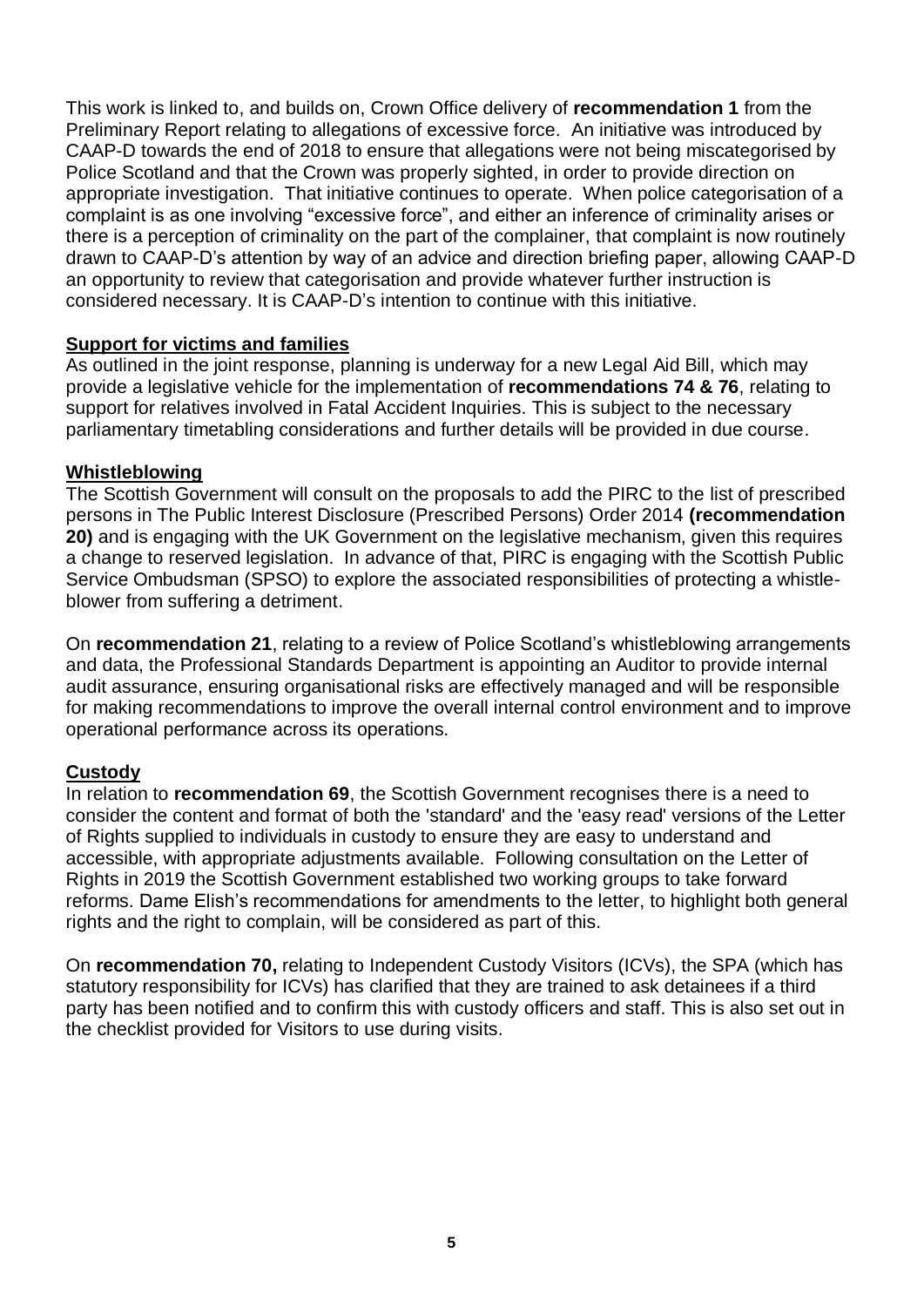This work is linked to, and builds on, Crown Office delivery of **recommendation 1** from the Preliminary Report relating to allegations of excessive force. An initiative was introduced by CAAP-D towards the end of 2018 to ensure that allegations were not being miscategorised by Police Scotland and that the Crown was properly sighted, in order to provide direction on appropriate investigation. That initiative continues to operate. When police categorisation of a complaint is as one involving "excessive force", and either an inference of criminality arises or there is a perception of criminality on the part of the complainer, that complaint is now routinely drawn to CAAP-D's attention by way of an advice and direction briefing paper, allowing CAAP-D an opportunity to review that categorisation and provide whatever further instruction is considered necessary. It is CAAP-D's intention to continue with this initiative.

**Support for victims and families**

As outlined in the joint response, planning is underway for a new Legal Aid Bill, which may provide a legislative vehicle for the implementation of **recommendations 74 & 76**, relating to support for relatives involved in Fatal Accident Inquiries. This is subject to the necessary parliamentary timetabling considerations and further details will be provided in due course.

**Whistleblowing**

The Scottish Government will consult on the proposals to add the PIRC to the list of prescribed persons in The Public Interest Disclosure (Prescribed Persons) Order 2014 **(recommendation 20)** and is engaging with the UK Government on the legislative mechanism, given this requires a change to reserved legislation. In advance of that, PIRC is engaging with the Scottish Public Service Ombudsman (SPSO) to explore the associated responsibilities of protecting a whistle-blower from suffering a detriment.

On **recommendation 21**, relating to a review of Police Scotland's whistleblowing arrangements and data, the Professional Standards Department is appointing an Auditor to provide internal audit assurance, ensuring organisational risks are effectively managed and will be responsible for making recommendations to improve the overall internal control environment and to improve operational performance across its operations.

**Custody**

In relation to **recommendation 69**, the Scottish Government recognises there is a need to consider the content and format of both the 'standard' and the 'easy read' versions of the Letter of Rights supplied to individuals in custody to ensure they are easy to understand and accessible, with appropriate adjustments available. Following consultation on the Letter of Rights in 2019 the Scottish Government established two working groups to take forward reforms. Dame Elish's recommendations for amendments to the letter, to highlight both general rights and the right to complain, will be considered as part of this.

On **recommendation 70,** relating to Independent Custody Visitors (ICVs), the SPA (which has statutory responsibility for ICVs) has clarified that they are trained to ask detainees if a third party has been notified and to confirm this with custody officers and staff. This is also set out in the checklist provided for Visitors to use during visits.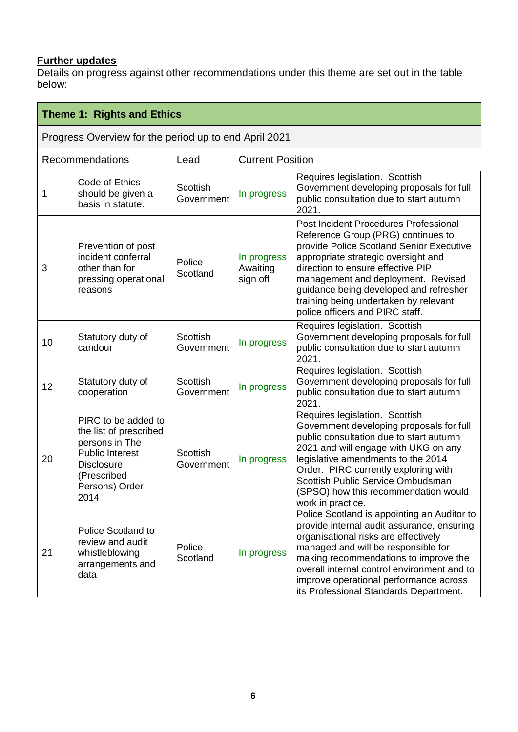**Further updates**
Details on progress against other recommendations under this theme are set out in the table below:

| **Theme 1: Rights and Ethics** | | | | |
|---|---|---|---|---|
| Progress Overview for the period up to end April 2021 | | | | |
| Recommendations | | Lead | Current Position | |
| 1 | Code of Ethics should be given a basis in statute. | Scottish Government | In progress | Requires legislation. Scottish Government developing proposals for full public consultation due to start autumn 2021. |
| 3 | Prevention of post incident conferral other than for pressing operational reasons | Police Scotland | In progress Awaiting sign off | Post Incident Procedures Professional Reference Group (PRG) continues to provide Police Scotland Senior Executive appropriate strategic oversight and direction to ensure effective PIP management and deployment. Revised guidance being developed and refresher training being undertaken by relevant police officers and PIRC staff. |
| 10 | Statutory duty of candour | Scottish Government | In progress | Requires legislation. Scottish Government developing proposals for full public consultation due to start autumn 2021. |
| 12 | Statutory duty of cooperation | Scottish Government | In progress | Requires legislation. Scottish Government developing proposals for full public consultation due to start autumn 2021. |
| 20 | PIRC to be added to the list of prescribed persons in The Public Interest Disclosure (Prescribed Persons) Order 2014 | Scottish Government | In progress | Requires legislation. Scottish Government developing proposals for full public consultation due to start autumn 2021 and will engage with UKG on any legislative amendments to the 2014 Order. PIRC currently exploring with Scottish Public Service Ombudsman (SPSO) how this recommendation would work in practice. |
| 21 | Police Scotland to review and audit whistleblowing arrangements and data | Police Scotland | In progress | Police Scotland is appointing an Auditor to provide internal audit assurance, ensuring organisational risks are effectively managed and will be responsible for making recommendations to improve the overall internal control environment and to improve operational performance across its Professional Standards Department. |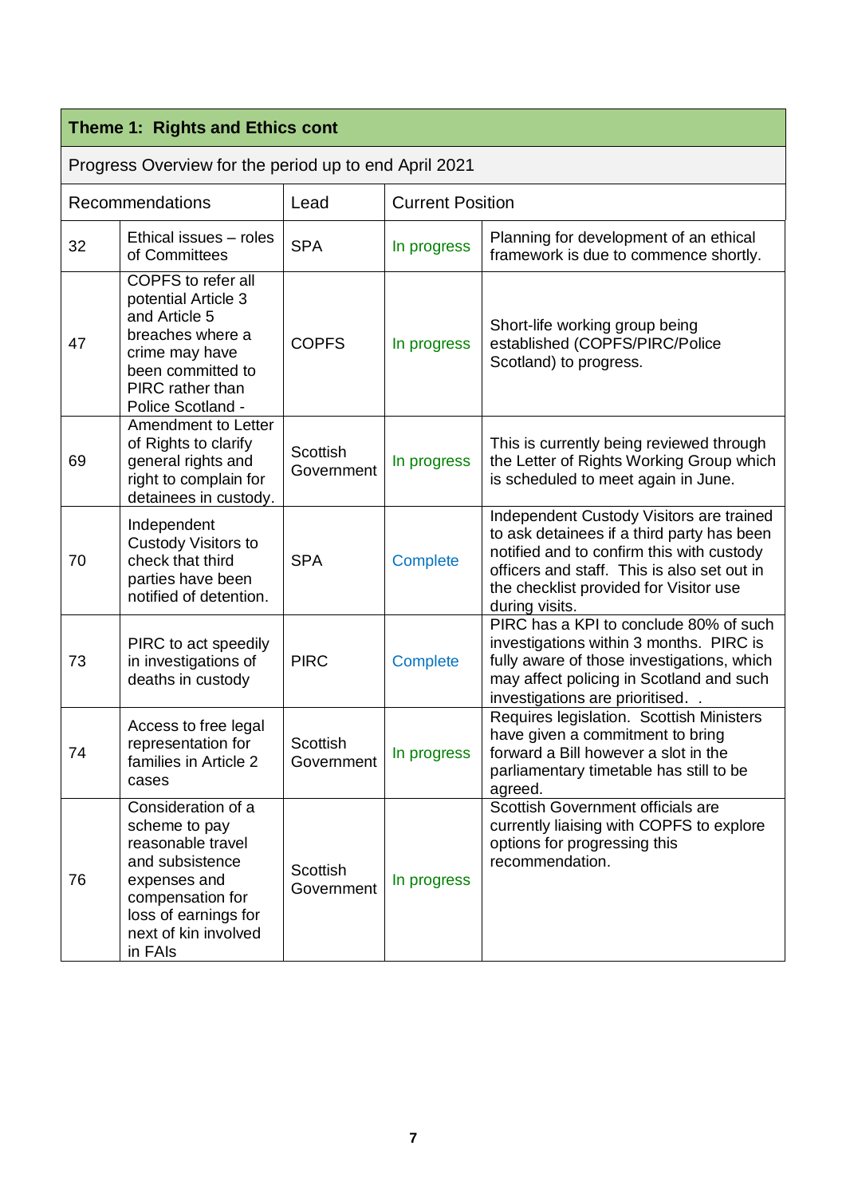| Theme 1: Rights and Ethics cont | | | | |
|---|---|---|---|---|
| Progress Overview for the period up to end April 2021 | | | | |
| Recommendations | | Lead | Current Position | |
| 32 | Ethical issues – roles of Committees | SPA | In progress | Planning for development of an ethical framework is due to commence shortly. |
| 47 | COPFS to refer all potential Article 3 and Article 5 breaches where a crime may have been committed to PIRC rather than Police Scotland - | COPFS | In progress | Short-life working group being established (COPFS/PIRC/Police Scotland) to progress. |
| 69 | Amendment to Letter of Rights to clarify general rights and right to complain for detainees in custody. | Scottish Government | In progress | This is currently being reviewed through the Letter of Rights Working Group which is scheduled to meet again in June. |
| 70 | Independent Custody Visitors to check that third parties have been notified of detention. | SPA | Complete | Independent Custody Visitors are trained to ask detainees if a third party has been notified and to confirm this with custody officers and staff. This is also set out in the checklist provided for Visitor use during visits. |
| 73 | PIRC to act speedily in investigations of deaths in custody | PIRC | Complete | PIRC has a KPI to conclude 80% of such investigations within 3 months. PIRC is fully aware of those investigations, which may affect policing in Scotland and such investigations are prioritised. . |
| 74 | Access to free legal representation for families in Article 2 cases | Scottish Government | In progress | Requires legislation. Scottish Ministers have given a commitment to bring forward a Bill however a slot in the parliamentary timetable has still to be agreed. |
| 76 | Consideration of a scheme to pay reasonable travel and subsistence expenses and compensation for loss of earnings for next of kin involved in FAIs | Scottish Government | In progress | Scottish Government officials are currently liaising with COPFS to explore options for progressing this recommendation. |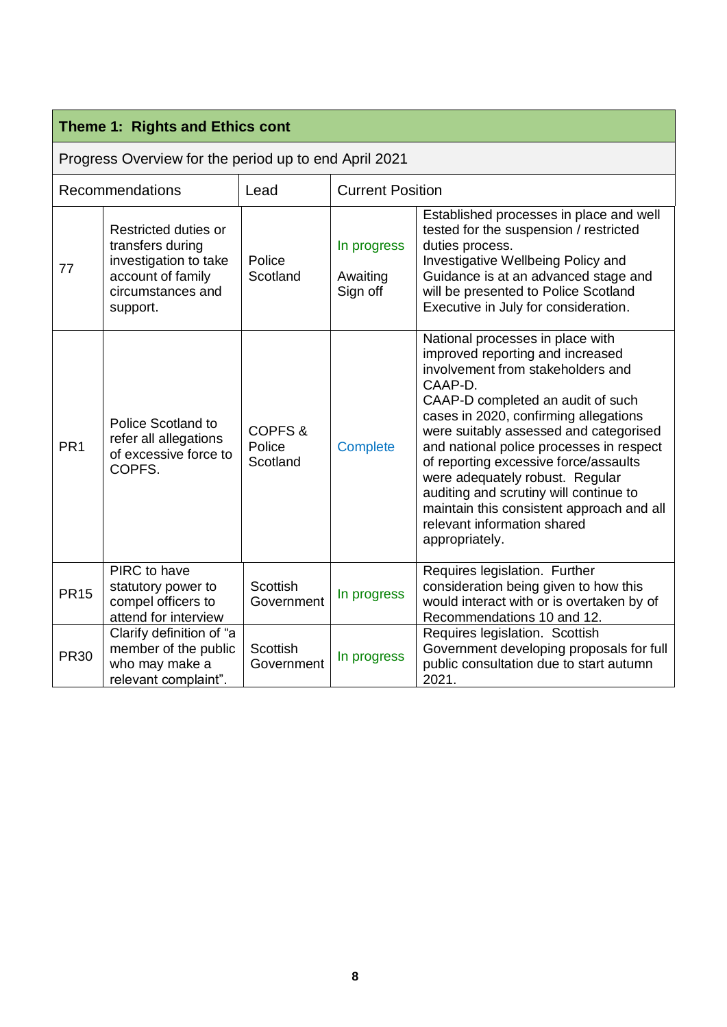| Theme 1: Rights and Ethics cont | | | | |
|---|---|---|---|---|
| Progress Overview for the period up to end April 2021 | | | | |
| Recommendations | | Lead | Current Position | |
| 77 | Restricted duties or transfers during investigation to take account of family circumstances and support. | Police Scotland | In progress<br><br>Awaiting Sign off | Established processes in place and well tested for the suspension / restricted duties process.<br>Investigative Wellbeing Policy and Guidance is at an advanced stage and will be presented to Police Scotland Executive in July for consideration. |
| PR1 | Police Scotland to refer all allegations of excessive force to COPFS. | COPFS & Police Scotland | Complete | National processes in place with improved reporting and increased involvement from stakeholders and CAAP-D.<br>CAAP-D completed an audit of such cases in 2020, confirming allegations were suitably assessed and categorised and national police processes in respect of reporting excessive force/assaults were adequately robust. Regular auditing and scrutiny will continue to maintain this consistent approach and all relevant information shared appropriately. |
| PR15 | PIRC to have statutory power to compel officers to attend for interview | Scottish Government | In progress | Requires legislation. Further consideration being given to how this would interact with or is overtaken by of Recommendations 10 and 12. |
| PR30 | Clarify definition of "a member of the public who may make a relevant complaint". | Scottish Government | In progress | Requires legislation. Scottish Government developing proposals for full public consultation due to start autumn 2021. |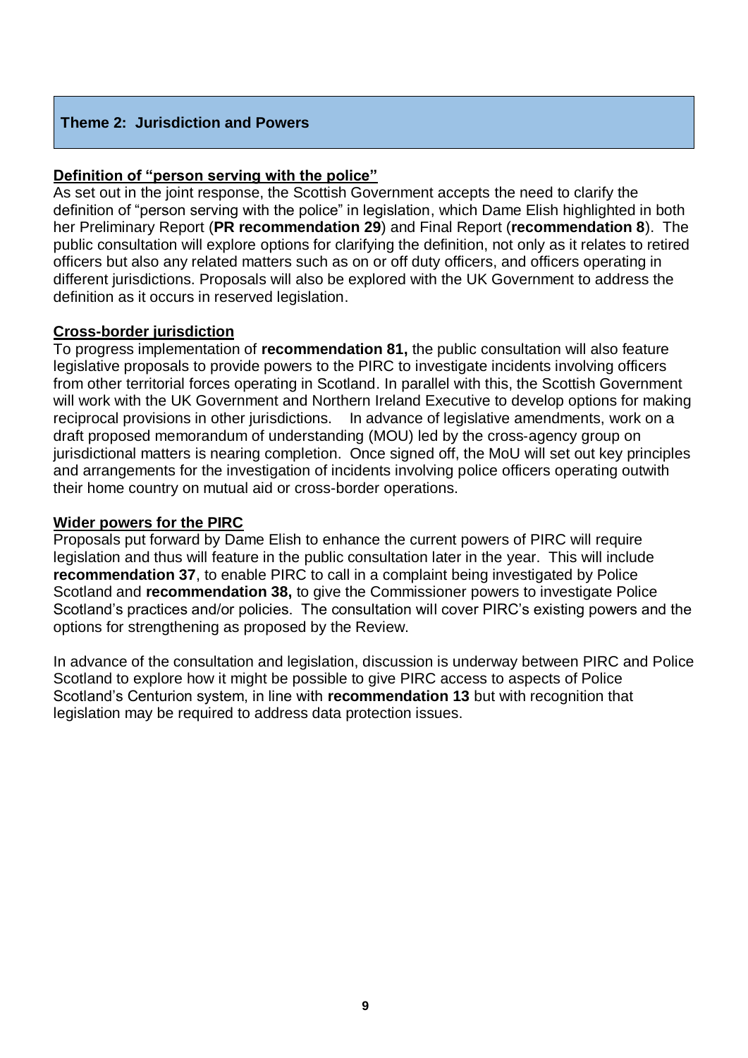## Theme 2: Jurisdiction and Powers

**Definition of "person serving with the police"**

As set out in the joint response, the Scottish Government accepts the need to clarify the definition of "person serving with the police" in legislation, which Dame Elish highlighted in both her Preliminary Report (**PR recommendation 29**) and Final Report (**recommendation 8**). The public consultation will explore options for clarifying the definition, not only as it relates to retired officers but also any related matters such as on or off duty officers, and officers operating in different jurisdictions. Proposals will also be explored with the UK Government to address the definition as it occurs in reserved legislation.

**Cross-border jurisdiction**

To progress implementation of **recommendation 81,** the public consultation will also feature legislative proposals to provide powers to the PIRC to investigate incidents involving officers from other territorial forces operating in Scotland. In parallel with this, the Scottish Government will work with the UK Government and Northern Ireland Executive to develop options for making reciprocal provisions in other jurisdictions. In advance of legislative amendments, work on a draft proposed memorandum of understanding (MOU) led by the cross-agency group on jurisdictional matters is nearing completion. Once signed off, the MoU will set out key principles and arrangements for the investigation of incidents involving police officers operating outwith their home country on mutual aid or cross-border operations.

**Wider powers for the PIRC**

Proposals put forward by Dame Elish to enhance the current powers of PIRC will require legislation and thus will feature in the public consultation later in the year. This will include **recommendation 37**, to enable PIRC to call in a complaint being investigated by Police Scotland and **recommendation 38,** to give the Commissioner powers to investigate Police Scotland's practices and/or policies. The consultation will cover PIRC's existing powers and the options for strengthening as proposed by the Review.

In advance of the consultation and legislation, discussion is underway between PIRC and Police Scotland to explore how it might be possible to give PIRC access to aspects of Police Scotland's Centurion system, in line with **recommendation 13** but with recognition that legislation may be required to address data protection issues.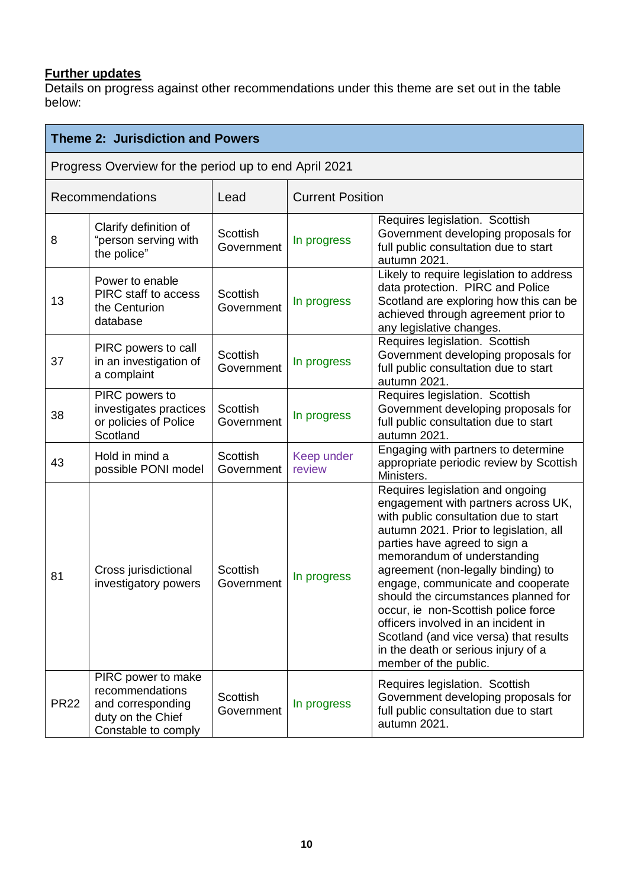**Further updates**

Details on progress against other recommendations under this theme are set out in the table below:

| Theme 2: Jurisdiction and Powers | | | | |
|---|---|---|---|---|
| Progress Overview for the period up to end April 2021 | | | | |
| Recommendations | | Lead | Current Position | |
| 8 | Clarify definition of "person serving with the police" | Scottish Government | In progress | Requires legislation. Scottish Government developing proposals for full public consultation due to start autumn 2021. |
| 13 | Power to enable PIRC staff to access the Centurion database | Scottish Government | In progress | Likely to require legislation to address data protection. PIRC and Police Scotland are exploring how this can be achieved through agreement prior to any legislative changes. |
| 37 | PIRC powers to call in an investigation of a complaint | Scottish Government | In progress | Requires legislation. Scottish Government developing proposals for full public consultation due to start autumn 2021. |
| 38 | PIRC powers to investigates practices or policies of Police Scotland | Scottish Government | In progress | Requires legislation. Scottish Government developing proposals for full public consultation due to start autumn 2021. |
| 43 | Hold in mind a possible PONI model | Scottish Government | Keep under review | Engaging with partners to determine appropriate periodic review by Scottish Ministers. |
| 81 | Cross jurisdictional investigatory powers | Scottish Government | In progress | Requires legislation and ongoing engagement with partners across UK, with public consultation due to start autumn 2021. Prior to legislation, all parties have agreed to sign a memorandum of understanding agreement (non-legally binding) to engage, communicate and cooperate should the circumstances planned for occur, ie non-Scottish police force officers involved in an incident in Scotland (and vice versa) that results in the death or serious injury of a member of the public. |
| PR22 | PIRC power to make recommendations and corresponding duty on the Chief Constable to comply | Scottish Government | In progress | Requires legislation. Scottish Government developing proposals for full public consultation due to start autumn 2021. |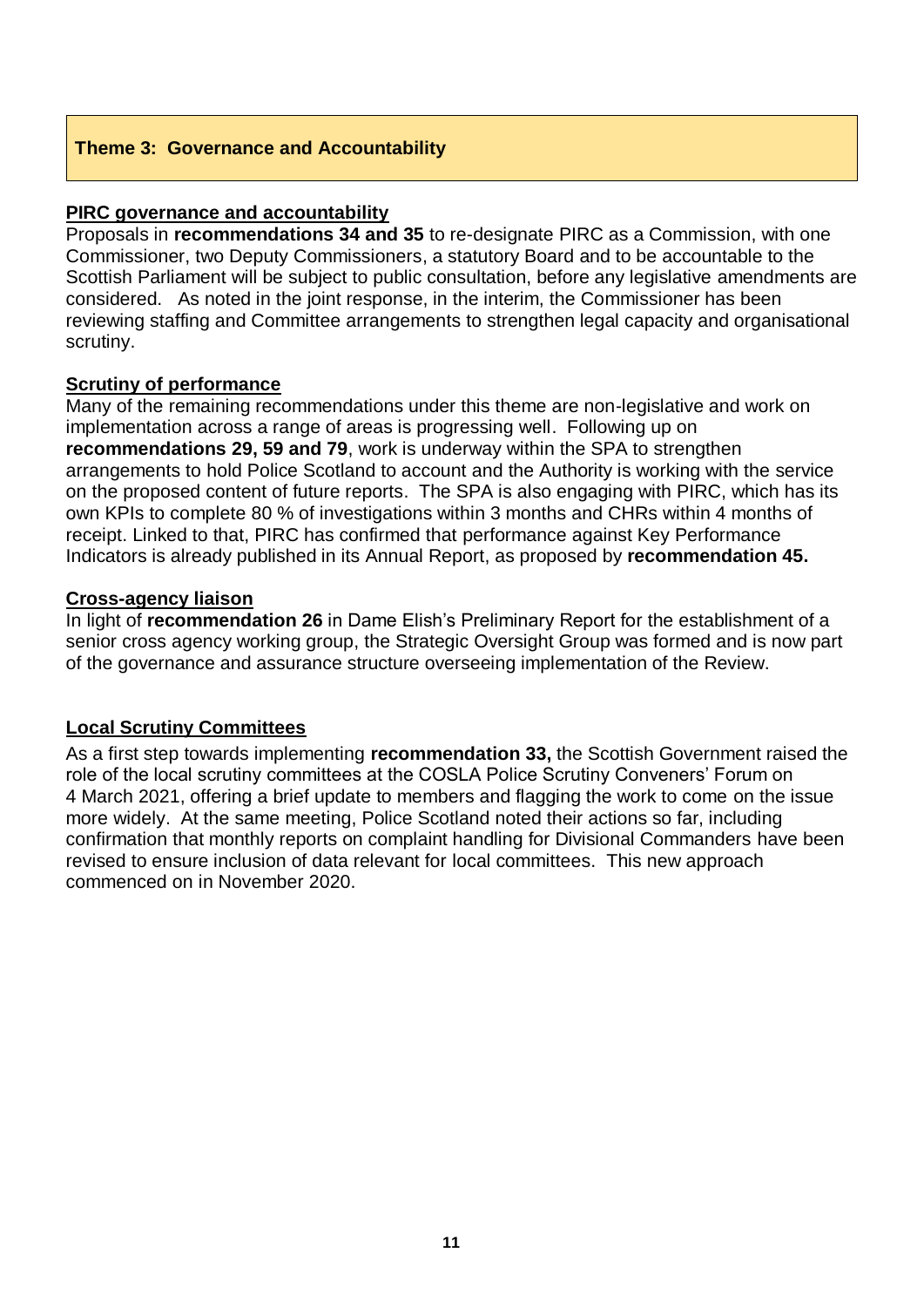## Theme 3: Governance and Accountability

**PIRC governance and accountability**

Proposals in **recommendations 34 and 35** to re-designate PIRC as a Commission, with one Commissioner, two Deputy Commissioners, a statutory Board and to be accountable to the Scottish Parliament will be subject to public consultation, before any legislative amendments are considered. As noted in the joint response, in the interim, the Commissioner has been reviewing staffing and Committee arrangements to strengthen legal capacity and organisational scrutiny.

**Scrutiny of performance**

Many of the remaining recommendations under this theme are non-legislative and work on implementation across a range of areas is progressing well. Following up on **recommendations 29, 59 and 79**, work is underway within the SPA to strengthen arrangements to hold Police Scotland to account and the Authority is working with the service on the proposed content of future reports. The SPA is also engaging with PIRC, which has its own KPIs to complete 80 % of investigations within 3 months and CHRs within 4 months of receipt. Linked to that, PIRC has confirmed that performance against Key Performance Indicators is already published in its Annual Report, as proposed by **recommendation 45.**

**Cross-agency liaison**

In light of **recommendation 26** in Dame Elish's Preliminary Report for the establishment of a senior cross agency working group, the Strategic Oversight Group was formed and is now part of the governance and assurance structure overseeing implementation of the Review.

**Local Scrutiny Committees**

As a first step towards implementing **recommendation 33,** the Scottish Government raised the role of the local scrutiny committees at the COSLA Police Scrutiny Conveners' Forum on 4 March 2021, offering a brief update to members and flagging the work to come on the issue more widely. At the same meeting, Police Scotland noted their actions so far, including confirmation that monthly reports on complaint handling for Divisional Commanders have been revised to ensure inclusion of data relevant for local committees. This new approach commenced on in November 2020.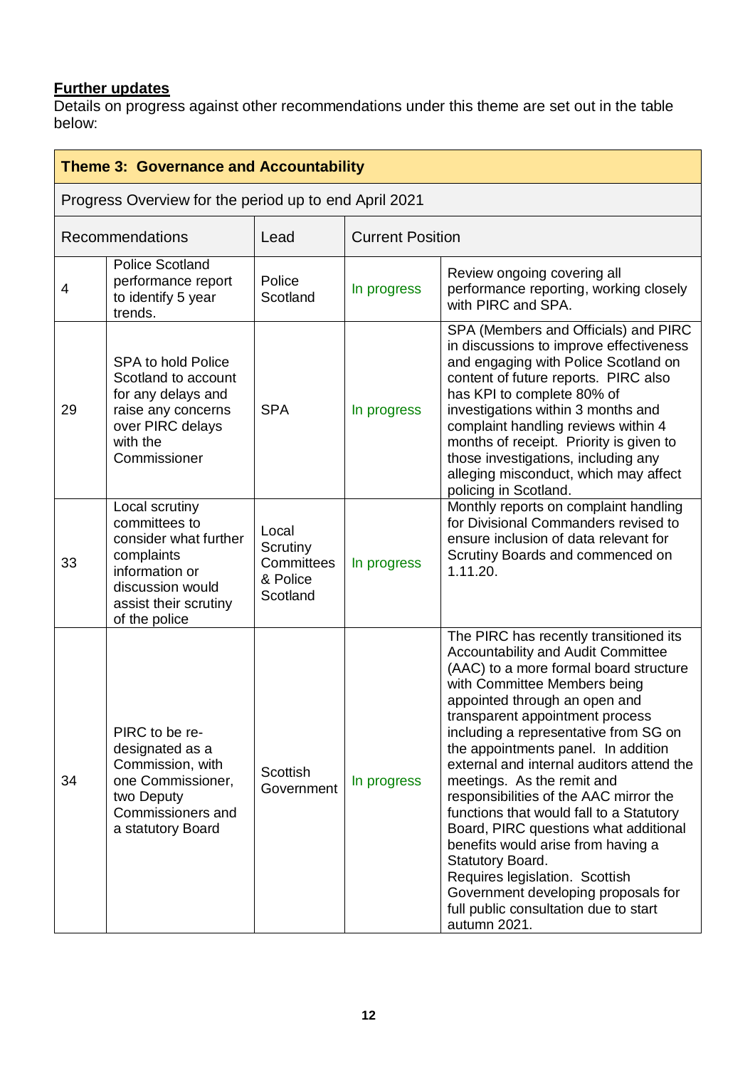**Further updates**

Details on progress against other recommendations under this theme are set out in the table below:

| **Theme 3: Governance and Accountability** | | | | |
|---|---|---|---|---|
| Progress Overview for the period up to end April 2021 | | | | |
| Recommendations | | Lead | Current Position | |
| 4 | Police Scotland performance report to identify 5 year trends. | Police Scotland | In progress | Review ongoing covering all performance reporting, working closely with PIRC and SPA. |
| 29 | SPA to hold Police Scotland to account for any delays and raise any concerns over PIRC delays with the Commissioner | SPA | In progress | SPA (Members and Officials) and PIRC in discussions to improve effectiveness and engaging with Police Scotland on content of future reports. PIRC also has KPI to complete 80% of investigations within 3 months and complaint handling reviews within 4 months of receipt. Priority is given to those investigations, including any alleging misconduct, which may affect policing in Scotland. |
| 33 | Local scrutiny committees to consider what further complaints information or discussion would assist their scrutiny of the police | Local Scrutiny Committees & Police Scotland | In progress | Monthly reports on complaint handling for Divisional Commanders revised to ensure inclusion of data relevant for Scrutiny Boards and commenced on 1.11.20. |
| 34 | PIRC to be re-designated as a Commission, with one Commissioner, two Deputy Commissioners and a statutory Board | Scottish Government | In progress | The PIRC has recently transitioned its Accountability and Audit Committee (AAC) to a more formal board structure with Committee Members being appointed through an open and transparent appointment process including a representative from SG on the appointments panel. In addition external and internal auditors attend the meetings. As the remit and responsibilities of the AAC mirror the functions that would fall to a Statutory Board, PIRC questions what additional benefits would arise from having a Statutory Board.<br>Requires legislation. Scottish Government developing proposals for full public consultation due to start autumn 2021. |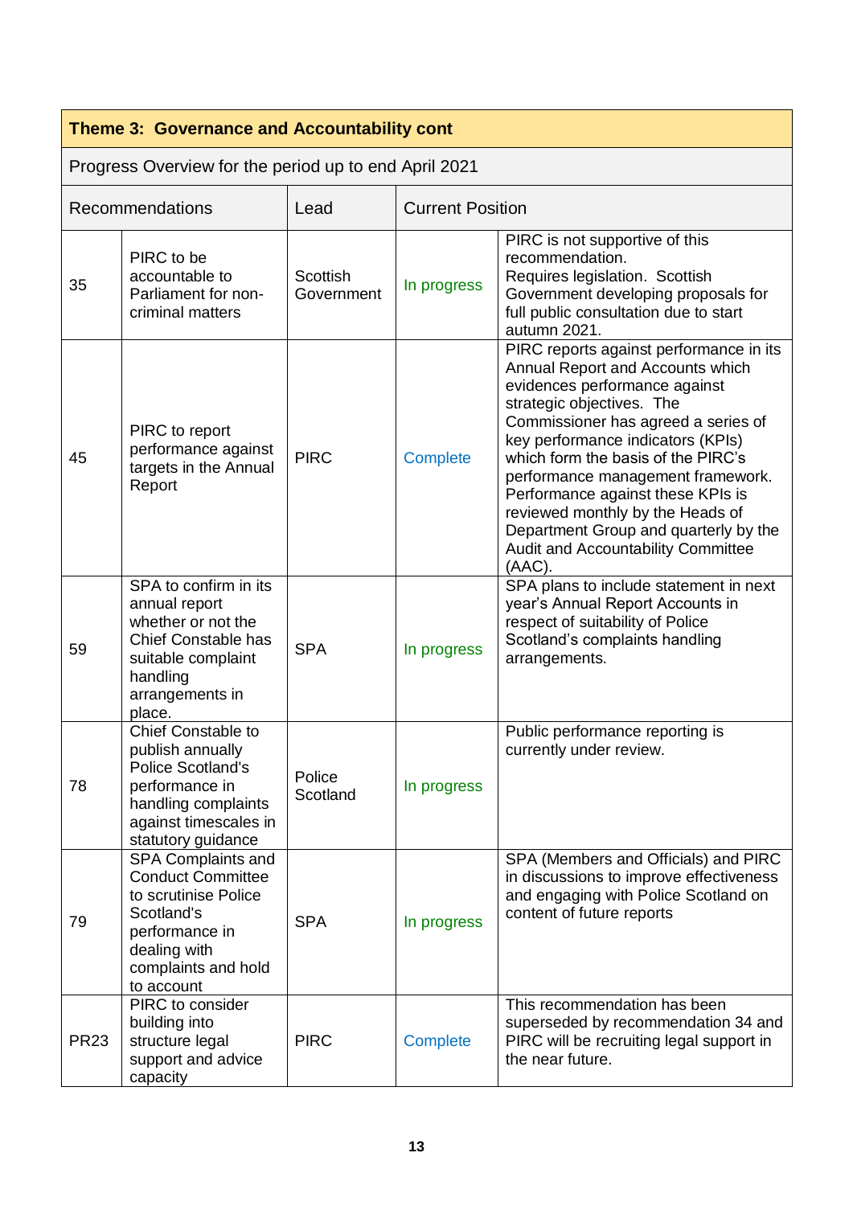| Theme 3: Governance and Accountability cont | | | | |
|---|---|---|---|---|
| Progress Overview for the period up to end April 2021 | | | | |
| Recommendations | | Lead | Current Position | |
| 35 | PIRC to be accountable to Parliament for non-criminal matters | Scottish Government | In progress | PIRC is not supportive of this recommendation. Requires legislation. Scottish Government developing proposals for full public consultation due to start autumn 2021. |
| 45 | PIRC to report performance against targets in the Annual Report | PIRC | Complete | PIRC reports against performance in its Annual Report and Accounts which evidences performance against strategic objectives. The Commissioner has agreed a series of key performance indicators (KPIs) which form the basis of the PIRC's performance management framework. Performance against these KPIs is reviewed monthly by the Heads of Department Group and quarterly by the Audit and Accountability Committee (AAC). |
| 59 | SPA to confirm in its annual report whether or not the Chief Constable has suitable complaint handling arrangements in place. | SPA | In progress | SPA plans to include statement in next year's Annual Report Accounts in respect of suitability of Police Scotland's complaints handling arrangements. |
| 78 | Chief Constable to publish annually Police Scotland's performance in handling complaints against timescales in statutory guidance | Police Scotland | In progress | Public performance reporting is currently under review. |
| 79 | SPA Complaints and Conduct Committee to scrutinise Police Scotland's performance in dealing with complaints and hold to account | SPA | In progress | SPA (Members and Officials) and PIRC in discussions to improve effectiveness and engaging with Police Scotland on content of future reports |
| PR23 | PIRC to consider building into structure legal support and advice capacity | PIRC | Complete | This recommendation has been superseded by recommendation 34 and PIRC will be recruiting legal support in the near future. |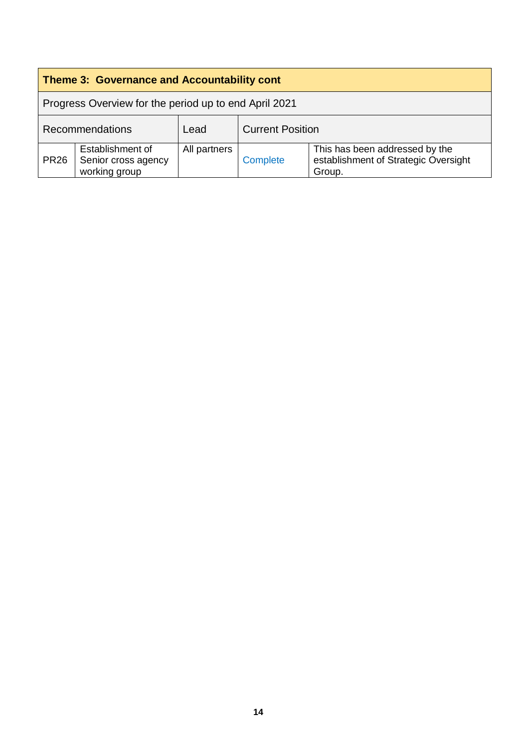| Theme 3: Governance and Accountability cont | | | | |
|---|---|---|---|---|
| Progress Overview for the period up to end April 2021 | | | | |
| Recommendations | | Lead | Current Position | |
| PR26 | Establishment of Senior cross agency working group | All partners | Complete | This has been addressed by the establishment of Strategic Oversight Group. |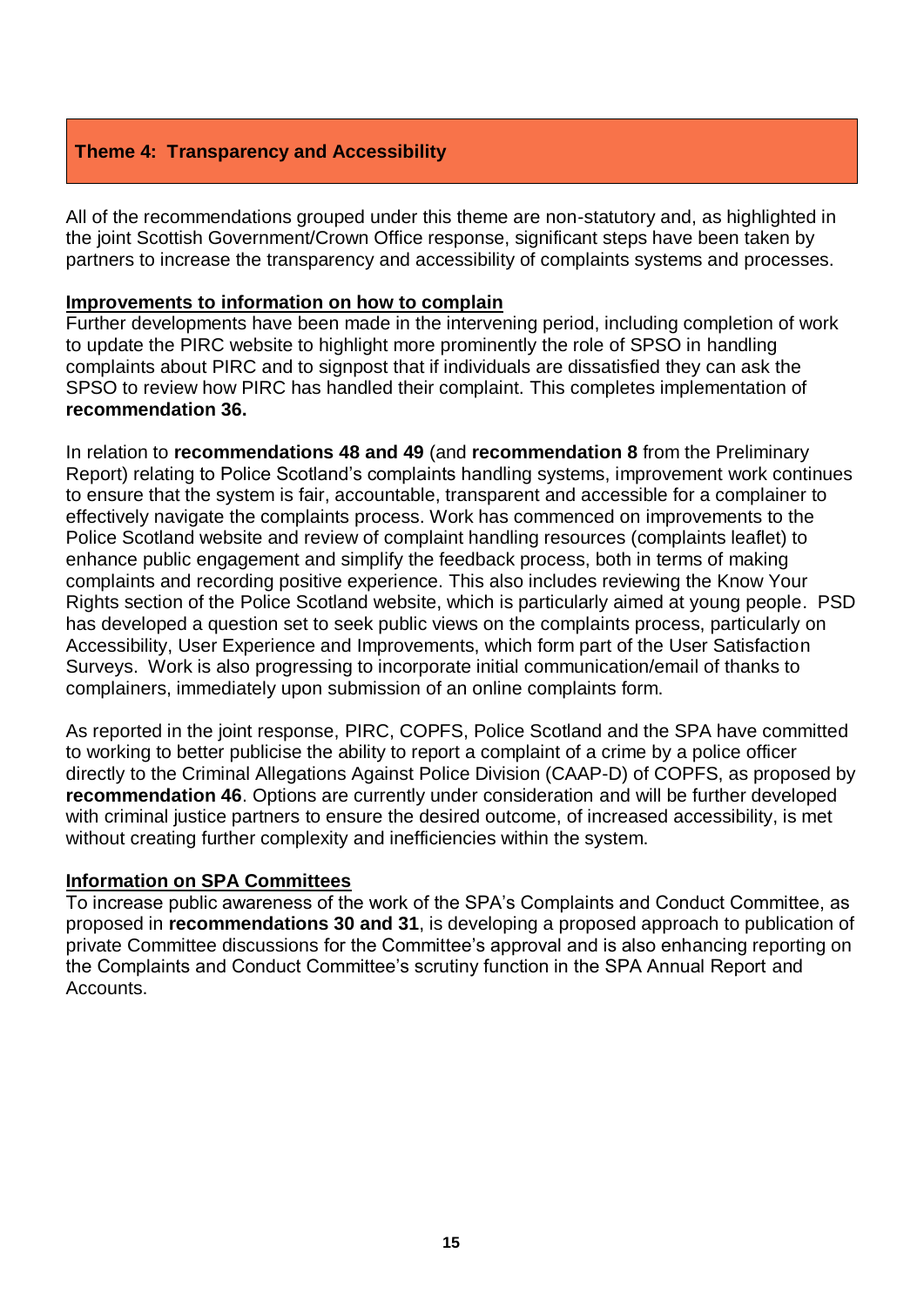## Theme 4: Transparency and Accessibility

All of the recommendations grouped under this theme are non-statutory and, as highlighted in the joint Scottish Government/Crown Office response, significant steps have been taken by partners to increase the transparency and accessibility of complaints systems and processes.

### Improvements to information on how to complain

Further developments have been made in the intervening period, including completion of work to update the PIRC website to highlight more prominently the role of SPSO in handling complaints about PIRC and to signpost that if individuals are dissatisfied they can ask the SPSO to review how PIRC has handled their complaint. This completes implementation of **recommendation 36.**

In relation to **recommendations 48 and 49** (and **recommendation 8** from the Preliminary Report) relating to Police Scotland's complaints handling systems, improvement work continues to ensure that the system is fair, accountable, transparent and accessible for a complainer to effectively navigate the complaints process. Work has commenced on improvements to the Police Scotland website and review of complaint handling resources (complaints leaflet) to enhance public engagement and simplify the feedback process, both in terms of making complaints and recording positive experience. This also includes reviewing the Know Your Rights section of the Police Scotland website, which is particularly aimed at young people. PSD has developed a question set to seek public views on the complaints process, particularly on Accessibility, User Experience and Improvements, which form part of the User Satisfaction Surveys. Work is also progressing to incorporate initial communication/email of thanks to complainers, immediately upon submission of an online complaints form.

As reported in the joint response, PIRC, COPFS, Police Scotland and the SPA have committed to working to better publicise the ability to report a complaint of a crime by a police officer directly to the Criminal Allegations Against Police Division (CAAP-D) of COPFS, as proposed by **recommendation 46**. Options are currently under consideration and will be further developed with criminal justice partners to ensure the desired outcome, of increased accessibility, is met without creating further complexity and inefficiencies within the system.

### Information on SPA Committees

To increase public awareness of the work of the SPA's Complaints and Conduct Committee, as proposed in **recommendations 30 and 31**, is developing a proposed approach to publication of private Committee discussions for the Committee's approval and is also enhancing reporting on the Complaints and Conduct Committee's scrutiny function in the SPA Annual Report and Accounts.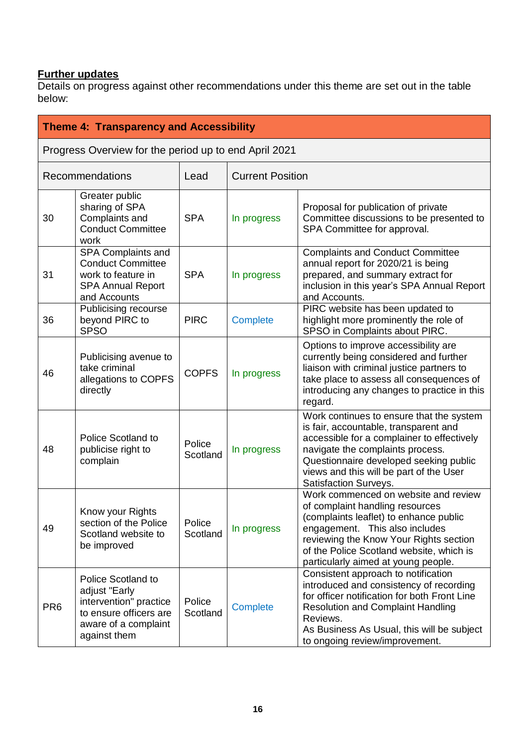**Further updates**

Details on progress against other recommendations under this theme are set out in the table below:

| Theme 4: Transparency and Accessibility | | | | |
|---|---|---|---|---|
| Progress Overview for the period up to end April 2021 | | | | |
| Recommendations | | Lead | Current Position | |
| 30 | Greater public sharing of SPA Complaints and Conduct Committee work | SPA | In progress | Proposal for publication of private Committee discussions to be presented to SPA Committee for approval. |
| 31 | SPA Complaints and Conduct Committee work to feature in SPA Annual Report and Accounts | SPA | In progress | Complaints and Conduct Committee annual report for 2020/21 is being prepared, and summary extract for inclusion in this year's SPA Annual Report and Accounts. |
| 36 | Publicising recourse beyond PIRC to SPSO | PIRC | Complete | PIRC website has been updated to highlight more prominently the role of SPSO in Complaints about PIRC. |
| 46 | Publicising avenue to take criminal allegations to COPFS directly | COPFS | In progress | Options to improve accessibility are currently being considered and further liaison with criminal justice partners to take place to assess all consequences of introducing any changes to practice in this regard. |
| 48 | Police Scotland to publicise right to complain | Police Scotland | In progress | Work continues to ensure that the system is fair, accountable, transparent and accessible for a complainer to effectively navigate the complaints process. Questionnaire developed seeking public views and this will be part of the User Satisfaction Surveys. |
| 49 | Know your Rights section of the Police Scotland website to be improved | Police Scotland | In progress | Work commenced on website and review of complaint handling resources (complaints leaflet) to enhance public engagement. This also includes reviewing the Know Your Rights section of the Police Scotland website, which is particularly aimed at young people. |
| PR6 | Police Scotland to adjust "Early intervention" practice to ensure officers are aware of a complaint against them | Police Scotland | Complete | Consistent approach to notification introduced and consistency of recording for officer notification for both Front Line Resolution and Complaint Handling Reviews.<br>As Business As Usual, this will be subject to ongoing review/improvement. |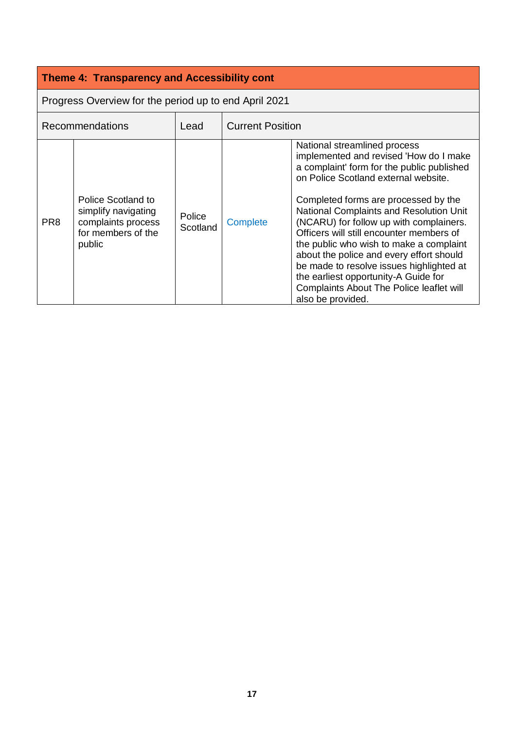| Theme 4: Transparency and Accessibility cont | | | | |
|---|---|---|---|---|
| Progress Overview for the period up to end April 2021 | | | | |
| Recommendations | | Lead | Current Position | |
| PR8 | Police Scotland to simplify navigating complaints process for members of the public | Police Scotland | Complete | National streamlined process implemented and revised 'How do I make a complaint' form for the public published on Police Scotland external website.<br><br>Completed forms are processed by the National Complaints and Resolution Unit (NCARU) for follow up with complainers. Officers will still encounter members of the public who wish to make a complaint about the police and every effort should be made to resolve issues highlighted at the earliest opportunity-A Guide for Complaints About The Police leaflet will also be provided. |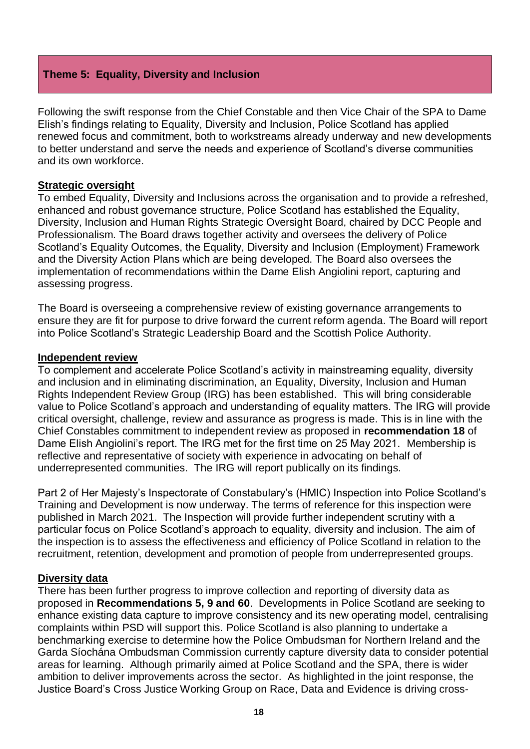## Theme 5: Equality, Diversity and Inclusion

Following the swift response from the Chief Constable and then Vice Chair of the SPA to Dame Elish's findings relating to Equality, Diversity and Inclusion, Police Scotland has applied renewed focus and commitment, both to workstreams already underway and new developments to better understand and serve the needs and experience of Scotland's diverse communities and its own workforce.

**Strategic oversight**

To embed Equality, Diversity and Inclusions across the organisation and to provide a refreshed, enhanced and robust governance structure, Police Scotland has established the Equality, Diversity, Inclusion and Human Rights Strategic Oversight Board, chaired by DCC People and Professionalism. The Board draws together activity and oversees the delivery of Police Scotland's Equality Outcomes, the Equality, Diversity and Inclusion (Employment) Framework and the Diversity Action Plans which are being developed. The Board also oversees the implementation of recommendations within the Dame Elish Angiolini report, capturing and assessing progress.

The Board is overseeing a comprehensive review of existing governance arrangements to ensure they are fit for purpose to drive forward the current reform agenda. The Board will report into Police Scotland's Strategic Leadership Board and the Scottish Police Authority.

**Independent review**

To complement and accelerate Police Scotland's activity in mainstreaming equality, diversity and inclusion and in eliminating discrimination, an Equality, Diversity, Inclusion and Human Rights Independent Review Group (IRG) has been established. This will bring considerable value to Police Scotland's approach and understanding of equality matters. The IRG will provide critical oversight, challenge, review and assurance as progress is made. This is in line with the Chief Constables commitment to independent review as proposed in **recommendation 18** of Dame Elish Angiolini's report. The IRG met for the first time on 25 May 2021. Membership is reflective and representative of society with experience in advocating on behalf of underrepresented communities. The IRG will report publically on its findings.

Part 2 of Her Majesty's Inspectorate of Constabulary's (HMIC) Inspection into Police Scotland's Training and Development is now underway. The terms of reference for this inspection were published in March 2021. The Inspection will provide further independent scrutiny with a particular focus on Police Scotland's approach to equality, diversity and inclusion. The aim of the inspection is to assess the effectiveness and efficiency of Police Scotland in relation to the recruitment, retention, development and promotion of people from underrepresented groups.

**Diversity data**

There has been further progress to improve collection and reporting of diversity data as proposed in **Recommendations 5, 9 and 60**. Developments in Police Scotland are seeking to enhance existing data capture to improve consistency and its new operating model, centralising complaints within PSD will support this. Police Scotland is also planning to undertake a benchmarking exercise to determine how the Police Ombudsman for Northern Ireland and the Garda Síochána Ombudsman Commission currently capture diversity data to consider potential areas for learning. Although primarily aimed at Police Scotland and the SPA, there is wider ambition to deliver improvements across the sector. As highlighted in the joint response, the Justice Board's Cross Justice Working Group on Race, Data and Evidence is driving cross-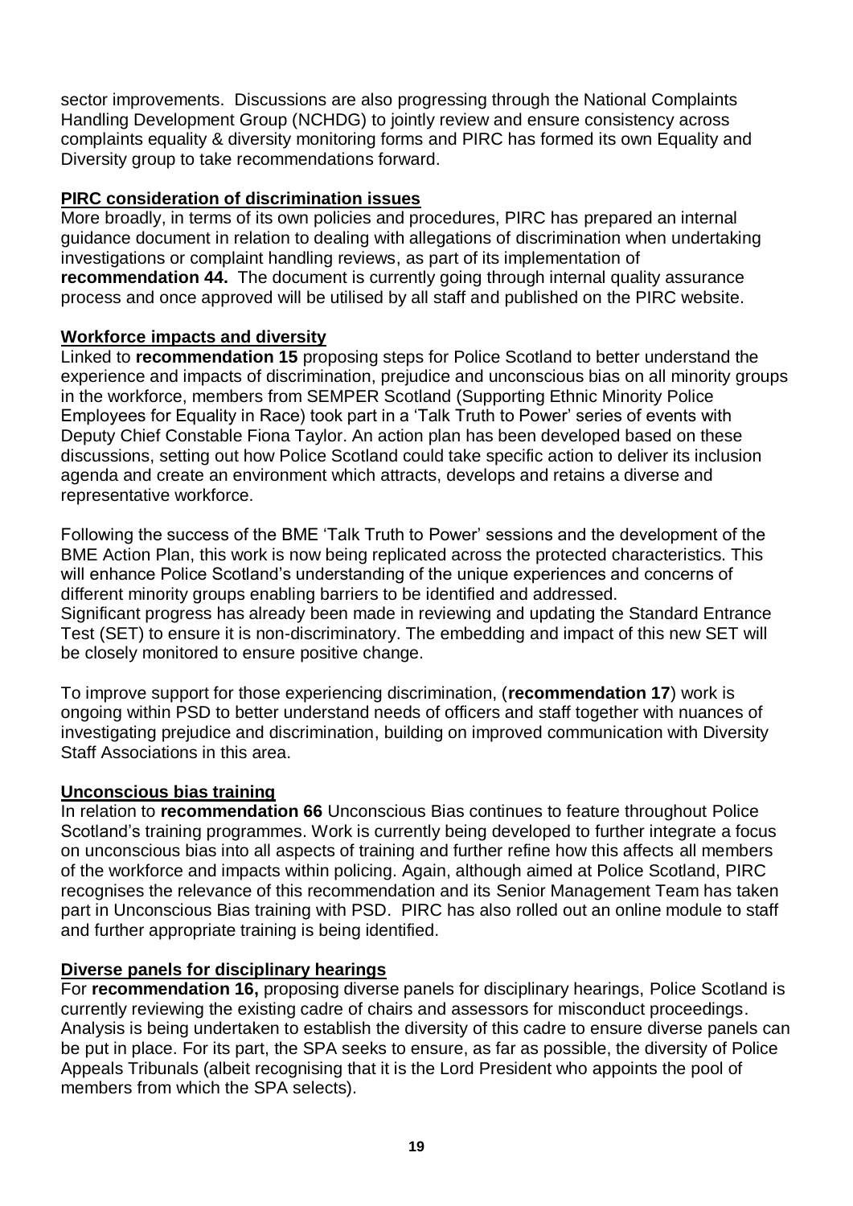sector improvements. Discussions are also progressing through the National Complaints Handling Development Group (NCHDG) to jointly review and ensure consistency across complaints equality & diversity monitoring forms and PIRC has formed its own Equality and Diversity group to take recommendations forward.

**PIRC consideration of discrimination issues**

More broadly, in terms of its own policies and procedures, PIRC has prepared an internal guidance document in relation to dealing with allegations of discrimination when undertaking investigations or complaint handling reviews, as part of its implementation of **recommendation 44.** The document is currently going through internal quality assurance process and once approved will be utilised by all staff and published on the PIRC website.

**Workforce impacts and diversity**

Linked to **recommendation 15** proposing steps for Police Scotland to better understand the experience and impacts of discrimination, prejudice and unconscious bias on all minority groups in the workforce, members from SEMPER Scotland (Supporting Ethnic Minority Police Employees for Equality in Race) took part in a 'Talk Truth to Power' series of events with Deputy Chief Constable Fiona Taylor. An action plan has been developed based on these discussions, setting out how Police Scotland could take specific action to deliver its inclusion agenda and create an environment which attracts, develops and retains a diverse and representative workforce.

Following the success of the BME 'Talk Truth to Power' sessions and the development of the BME Action Plan, this work is now being replicated across the protected characteristics. This will enhance Police Scotland's understanding of the unique experiences and concerns of different minority groups enabling barriers to be identified and addressed.
Significant progress has already been made in reviewing and updating the Standard Entrance Test (SET) to ensure it is non-discriminatory. The embedding and impact of this new SET will be closely monitored to ensure positive change.

To improve support for those experiencing discrimination, (**recommendation 17**) work is ongoing within PSD to better understand needs of officers and staff together with nuances of investigating prejudice and discrimination, building on improved communication with Diversity Staff Associations in this area.

**Unconscious bias training**

In relation to **recommendation 66** Unconscious Bias continues to feature throughout Police Scotland's training programmes. Work is currently being developed to further integrate a focus on unconscious bias into all aspects of training and further refine how this affects all members of the workforce and impacts within policing. Again, although aimed at Police Scotland, PIRC recognises the relevance of this recommendation and its Senior Management Team has taken part in Unconscious Bias training with PSD. PIRC has also rolled out an online module to staff and further appropriate training is being identified.

**Diverse panels for disciplinary hearings**

For **recommendation 16,** proposing diverse panels for disciplinary hearings, Police Scotland is currently reviewing the existing cadre of chairs and assessors for misconduct proceedings. Analysis is being undertaken to establish the diversity of this cadre to ensure diverse panels can be put in place. For its part, the SPA seeks to ensure, as far as possible, the diversity of Police Appeals Tribunals (albeit recognising that it is the Lord President who appoints the pool of members from which the SPA selects).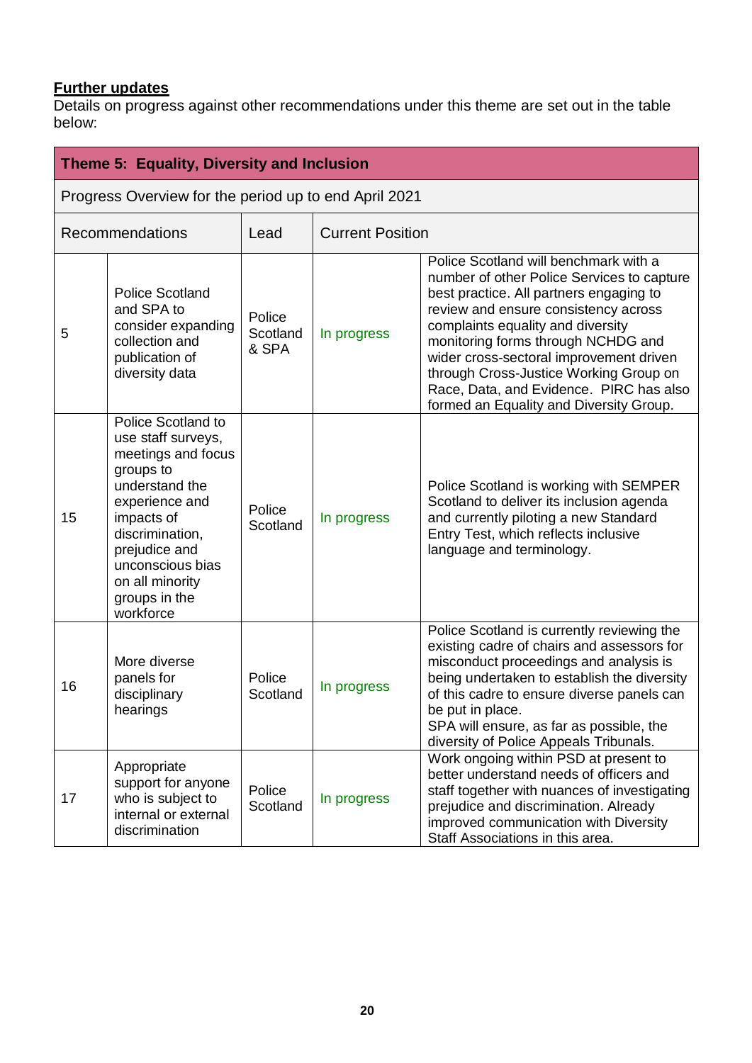**Further updates**

Details on progress against other recommendations under this theme are set out in the table below:

| **Theme 5: Equality, Diversity and Inclusion** | | | | |
|---|---|---|---|---|
| Progress Overview for the period up to end April 2021 | | | | |
| Recommendations | | Lead | Current Position | |
| 5 | Police Scotland and SPA to consider expanding collection and publication of diversity data | Police Scotland & SPA | In progress | Police Scotland will benchmark with a number of other Police Services to capture best practice. All partners engaging to review and ensure consistency across complaints equality and diversity monitoring forms through NCHDG and wider cross-sectoral improvement driven through Cross-Justice Working Group on Race, Data, and Evidence. PIRC has also formed an Equality and Diversity Group. |
| 15 | Police Scotland to use staff surveys, meetings and focus groups to understand the experience and impacts of discrimination, prejudice and unconscious bias on all minority groups in the workforce | Police Scotland | In progress | Police Scotland is working with SEMPER Scotland to deliver its inclusion agenda and currently piloting a new Standard Entry Test, which reflects inclusive language and terminology. |
| 16 | More diverse panels for disciplinary hearings | Police Scotland | In progress | Police Scotland is currently reviewing the existing cadre of chairs and assessors for misconduct proceedings and analysis is being undertaken to establish the diversity of this cadre to ensure diverse panels can be put in place.<br>SPA will ensure, as far as possible, the diversity of Police Appeals Tribunals. |
| 17 | Appropriate support for anyone who is subject to internal or external discrimination | Police Scotland | In progress | Work ongoing within PSD at present to better understand needs of officers and staff together with nuances of investigating prejudice and discrimination. Already improved communication with Diversity Staff Associations in this area. |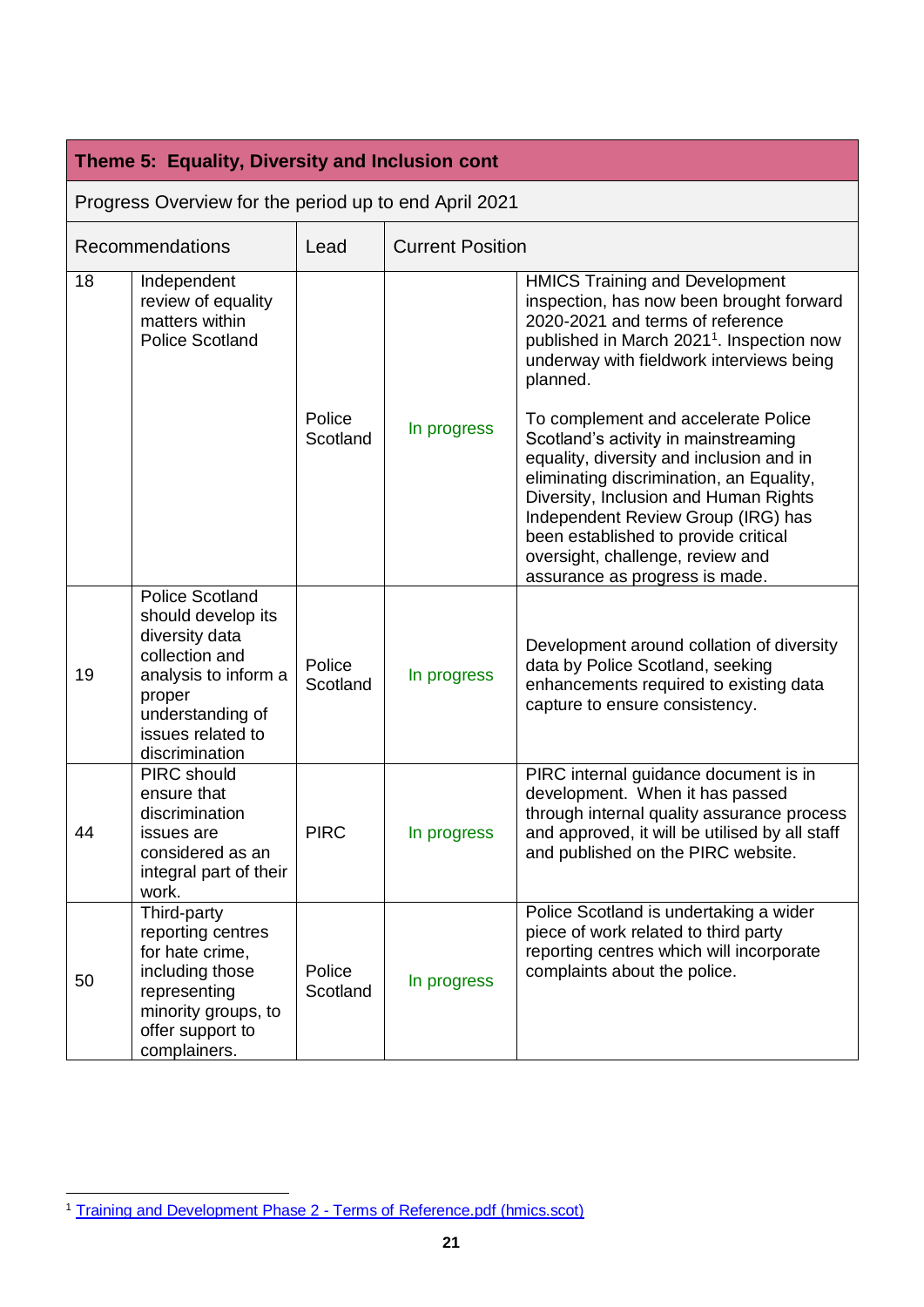| Theme 5: Equality, Diversity and Inclusion cont | | | | |
|---|---|---|---|---|
| Progress Overview for the period up to end April 2021 | | | | |
| Recommendations | | Lead | Current Position | |
| 18 | Independent review of equality matters within Police Scotland | Police Scotland | In progress | HMICS Training and Development inspection, has now been brought forward 2020-2021 and terms of reference published in March 2021[1]. Inspection now underway with fieldwork interviews being planned.<br><br>To complement and accelerate Police Scotland's activity in mainstreaming equality, diversity and inclusion and in eliminating discrimination, an Equality, Diversity, Inclusion and Human Rights Independent Review Group (IRG) has been established to provide critical oversight, challenge, review and assurance as progress is made. |
| 19 | Police Scotland should develop its diversity data collection and analysis to inform a proper understanding of issues related to discrimination | Police Scotland | In progress | Development around collation of diversity data by Police Scotland, seeking enhancements required to existing data capture to ensure consistency. |
| 44 | PIRC should ensure that discrimination issues are considered as an integral part of their work. | PIRC | In progress | PIRC internal guidance document is in development. When it has passed through internal quality assurance process and approved, it will be utilised by all staff and published on the PIRC website. |
| 50 | Third-party reporting centres for hate crime, including those representing minority groups, to offer support to complainers. | Police Scotland | In progress | Police Scotland is undertaking a wider piece of work related to third party reporting centres which will incorporate complaints about the police. |

[1] Training and Development Phase 2 - Terms of Reference.pdf (hmics.scot)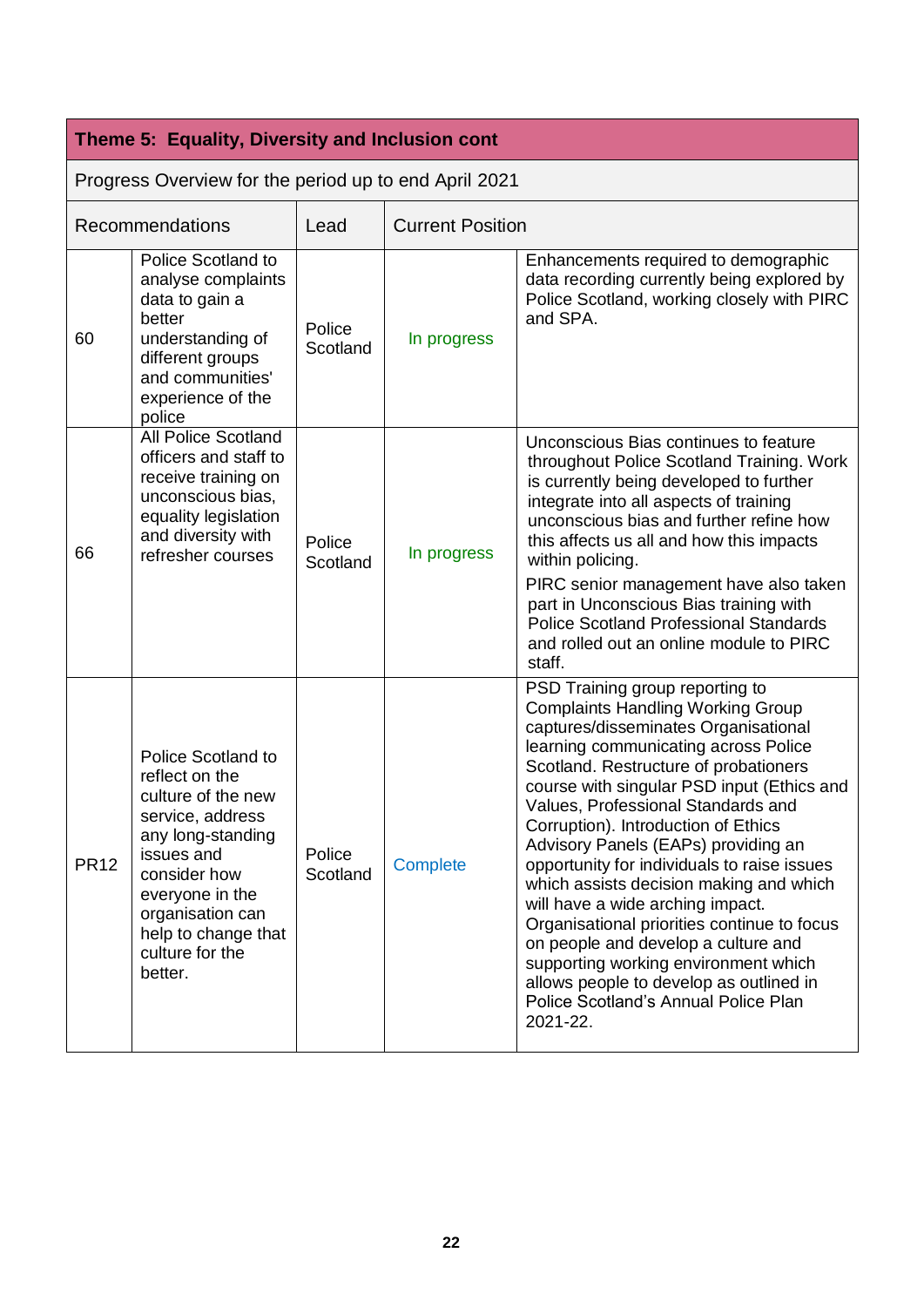| Theme 5: Equality, Diversity and Inclusion cont | | | | |
|---|---|---|---|---|
| Progress Overview for the period up to end April 2021 | | | | |
| Recommendations | | Lead | Current Position | |
| 60 | Police Scotland to analyse complaints data to gain a better understanding of different groups and communities' experience of the police | Police Scotland | In progress | Enhancements required to demographic data recording currently being explored by Police Scotland, working closely with PIRC and SPA. |
| 66 | All Police Scotland officers and staff to receive training on unconscious bias, equality legislation and diversity with refresher courses | Police Scotland | In progress | Unconscious Bias continues to feature throughout Police Scotland Training. Work is currently being developed to further integrate into all aspects of training unconscious bias and further refine how this affects us all and how this impacts within policing.<br>PIRC senior management have also taken part in Unconscious Bias training with Police Scotland Professional Standards and rolled out an online module to PIRC staff. |
| PR12 | Police Scotland to reflect on the culture of the new service, address any long-standing issues and consider how everyone in the organisation can help to change that culture for the better. | Police Scotland | Complete | PSD Training group reporting to Complaints Handling Working Group captures/disseminates Organisational learning communicating across Police Scotland. Restructure of probationers course with singular PSD input (Ethics and Values, Professional Standards and Corruption). Introduction of Ethics Advisory Panels (EAPs) providing an opportunity for individuals to raise issues which assists decision making and which will have a wide arching impact. Organisational priorities continue to focus on people and develop a culture and supporting working environment which allows people to develop as outlined in Police Scotland's Annual Police Plan 2021-22. |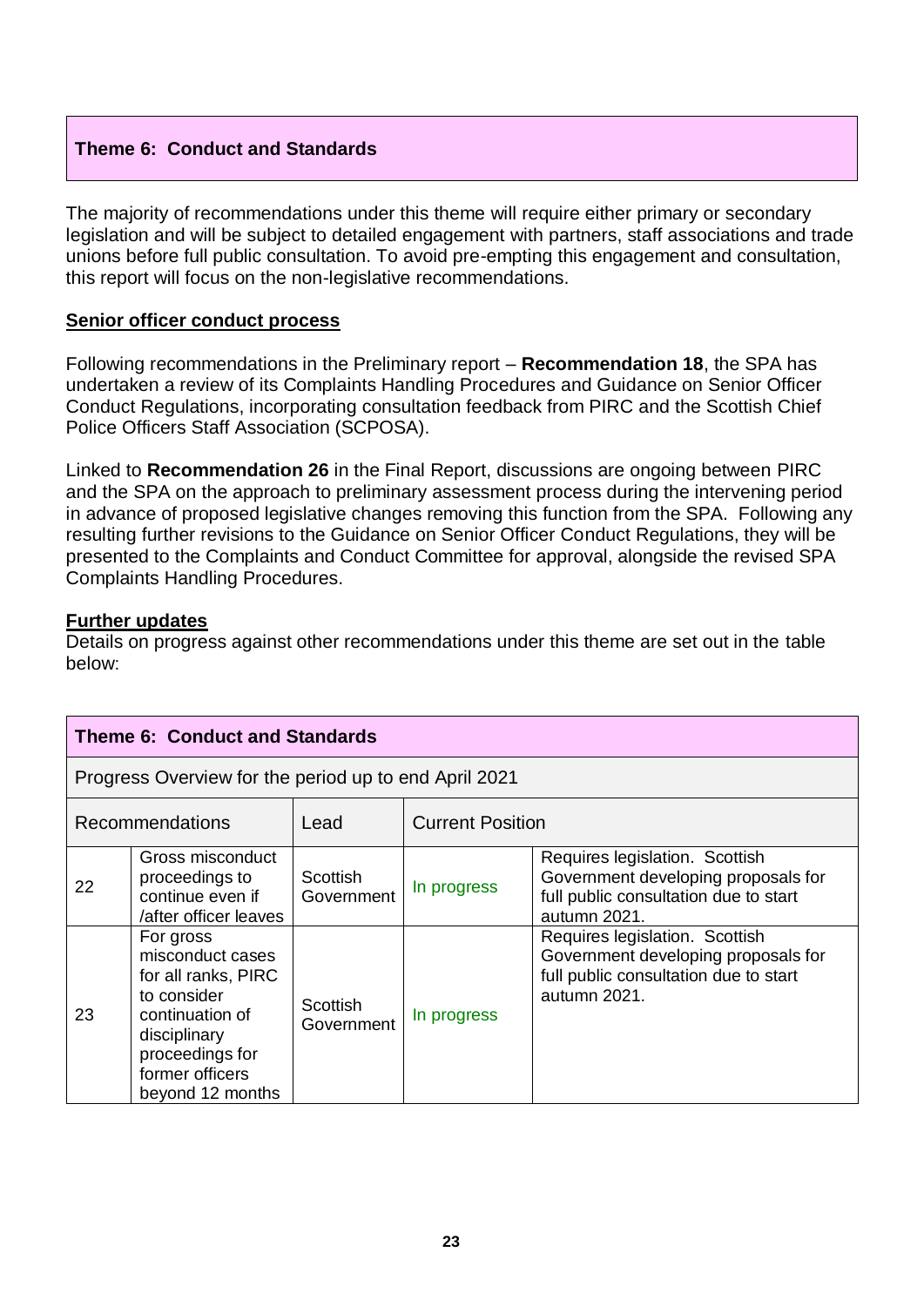## Theme 6: Conduct and Standards

The majority of recommendations under this theme will require either primary or secondary legislation and will be subject to detailed engagement with partners, staff associations and trade unions before full public consultation. To avoid pre-empting this engagement and consultation, this report will focus on the non-legislative recommendations.

### Senior officer conduct process

Following recommendations in the Preliminary report – **Recommendation 18**, the SPA has undertaken a review of its Complaints Handling Procedures and Guidance on Senior Officer Conduct Regulations, incorporating consultation feedback from PIRC and the Scottish Chief Police Officers Staff Association (SCPOSA).

Linked to **Recommendation 26** in the Final Report, discussions are ongoing between PIRC and the SPA on the approach to preliminary assessment process during the intervening period in advance of proposed legislative changes removing this function from the SPA. Following any resulting further revisions to the Guidance on Senior Officer Conduct Regulations, they will be presented to the Complaints and Conduct Committee for approval, alongside the revised SPA Complaints Handling Procedures.

### Further updates

Details on progress against other recommendations under this theme are set out in the table below:

| **Theme 6: Conduct and Standards** | | | | |
|---|---|---|---|---|
| Progress Overview for the period up to end April 2021 | | | | |
| Recommendations | | Lead | Current Position | |
| 22 | Gross misconduct proceedings to continue even if /after officer leaves | Scottish Government | In progress | Requires legislation. Scottish Government developing proposals for full public consultation due to start autumn 2021. |
| 23 | For gross misconduct cases for all ranks, PIRC to consider continuation of disciplinary proceedings for former officers beyond 12 months | Scottish Government | In progress | Requires legislation. Scottish Government developing proposals for full public consultation due to start autumn 2021. |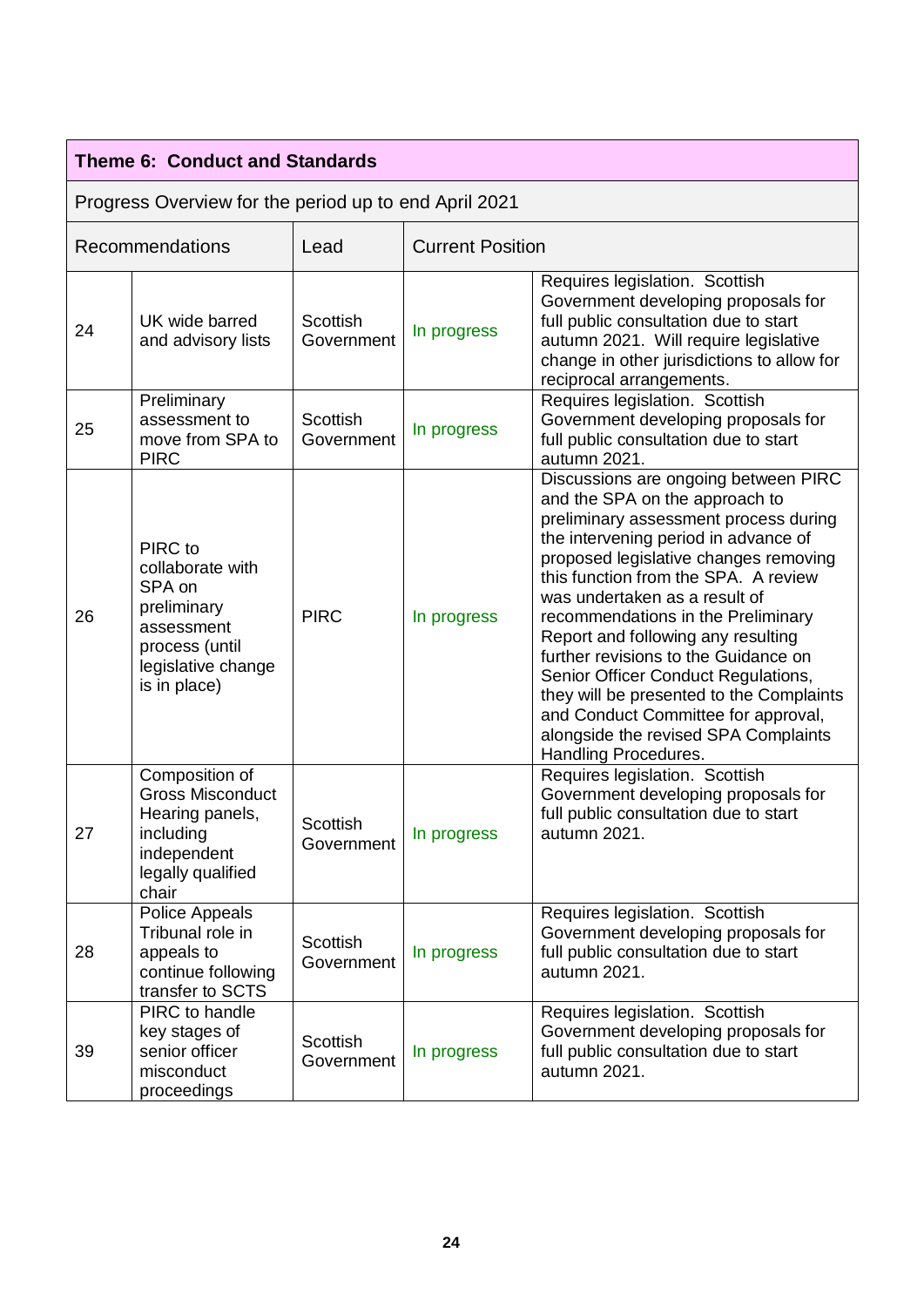## Theme 6: Conduct and Standards

Progress Overview for the period up to end April 2021

| Recommendations | | Lead | Current Position | |
|---|---|---|---|---|
| 24 | UK wide barred and advisory lists | Scottish Government | In progress | Requires legislation. Scottish Government developing proposals for full public consultation due to start autumn 2021. Will require legislative change in other jurisdictions to allow for reciprocal arrangements. |
| 25 | Preliminary assessment to move from SPA to PIRC | Scottish Government | In progress | Requires legislation. Scottish Government developing proposals for full public consultation due to start autumn 2021. |
| 26 | PIRC to collaborate with SPA on preliminary assessment process (until legislative change is in place) | PIRC | In progress | Discussions are ongoing between PIRC and the SPA on the approach to preliminary assessment process during the intervening period in advance of proposed legislative changes removing this function from the SPA. A review was undertaken as a result of recommendations in the Preliminary Report and following any resulting further revisions to the Guidance on Senior Officer Conduct Regulations, they will be presented to the Complaints and Conduct Committee for approval, alongside the revised SPA Complaints Handling Procedures. |
| 27 | Composition of Gross Misconduct Hearing panels, including independent legally qualified chair | Scottish Government | In progress | Requires legislation. Scottish Government developing proposals for full public consultation due to start autumn 2021. |
| 28 | Police Appeals Tribunal role in appeals to continue following transfer to SCTS | Scottish Government | In progress | Requires legislation. Scottish Government developing proposals for full public consultation due to start autumn 2021. |
| 39 | PIRC to handle key stages of senior officer misconduct proceedings | Scottish Government | In progress | Requires legislation. Scottish Government developing proposals for full public consultation due to start autumn 2021. |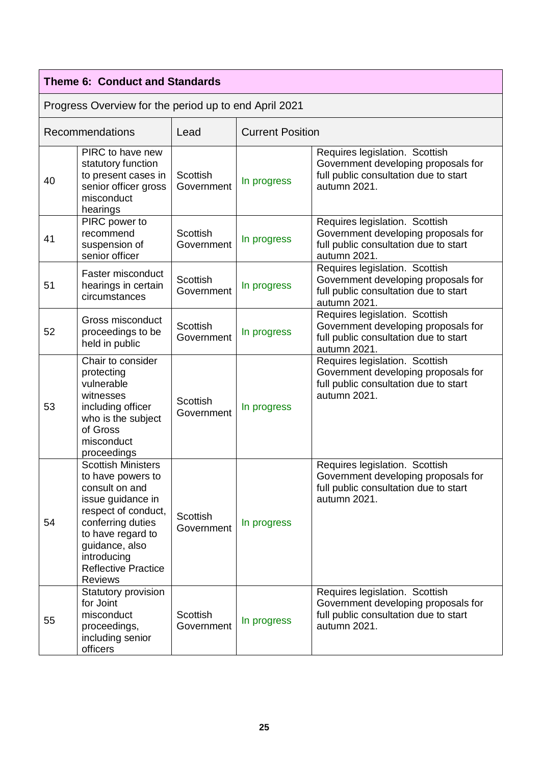**Theme 6: Conduct and Standards**

Progress Overview for the period up to end April 2021

| Recommendations | | Lead | Current Position | |
|---|---|---|---|---|
| 40 | PIRC to have new statutory function to present cases in senior officer gross misconduct hearings | Scottish Government | In progress | Requires legislation. Scottish Government developing proposals for full public consultation due to start autumn 2021. |
| 41 | PIRC power to recommend suspension of senior officer | Scottish Government | In progress | Requires legislation. Scottish Government developing proposals for full public consultation due to start autumn 2021. |
| 51 | Faster misconduct hearings in certain circumstances | Scottish Government | In progress | Requires legislation. Scottish Government developing proposals for full public consultation due to start autumn 2021. |
| 52 | Gross misconduct proceedings to be held in public | Scottish Government | In progress | Requires legislation. Scottish Government developing proposals for full public consultation due to start autumn 2021. |
| 53 | Chair to consider protecting vulnerable witnesses including officer who is the subject of Gross misconduct proceedings | Scottish Government | In progress | Requires legislation. Scottish Government developing proposals for full public consultation due to start autumn 2021. |
| 54 | Scottish Ministers to have powers to consult on and issue guidance in respect of conduct, conferring duties to have regard to guidance, also introducing Reflective Practice Reviews | Scottish Government | In progress | Requires legislation. Scottish Government developing proposals for full public consultation due to start autumn 2021. |
| 55 | Statutory provision for Joint misconduct proceedings, including senior officers | Scottish Government | In progress | Requires legislation. Scottish Government developing proposals for full public consultation due to start autumn 2021. |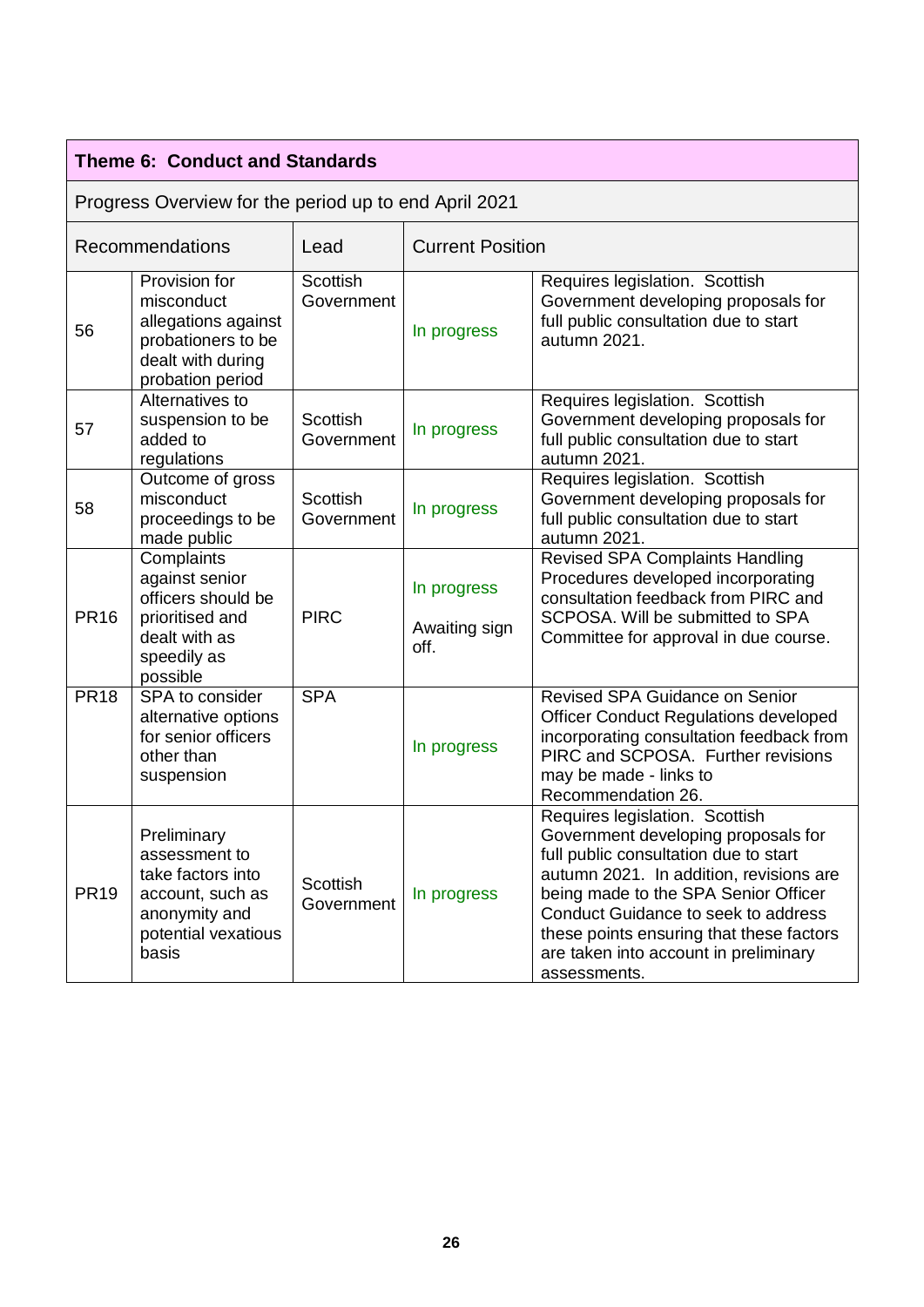| Theme 6: Conduct and Standards | | | | |
|---|---|---|---|---|
| Progress Overview for the period up to end April 2021 | | | | |
| Recommendations | | Lead | Current Position | |
| 56 | Provision for misconduct allegations against probationers to be dealt with during probation period | Scottish Government | In progress | Requires legislation. Scottish Government developing proposals for full public consultation due to start autumn 2021. |
| 57 | Alternatives to suspension to be added to regulations | Scottish Government | In progress | Requires legislation. Scottish Government developing proposals for full public consultation due to start autumn 2021. |
| 58 | Outcome of gross misconduct proceedings to be made public | Scottish Government | In progress | Requires legislation. Scottish Government developing proposals for full public consultation due to start autumn 2021. |
| PR16 | Complaints against senior officers should be prioritised and dealt with as speedily as possible | PIRC | In progress<br><br>Awaiting sign off. | Revised SPA Complaints Handling Procedures developed incorporating consultation feedback from PIRC and SCPOSA. Will be submitted to SPA Committee for approval in due course. |
| PR18 | SPA to consider alternative options for senior officers other than suspension | SPA | In progress | Revised SPA Guidance on Senior Officer Conduct Regulations developed incorporating consultation feedback from PIRC and SCPOSA. Further revisions may be made - links to Recommendation 26. |
| PR19 | Preliminary assessment to take factors into account, such as anonymity and potential vexatious basis | Scottish Government | In progress | Requires legislation. Scottish Government developing proposals for full public consultation due to start autumn 2021. In addition, revisions are being made to the SPA Senior Officer Conduct Guidance to seek to address these points ensuring that these factors are taken into account in preliminary assessments. |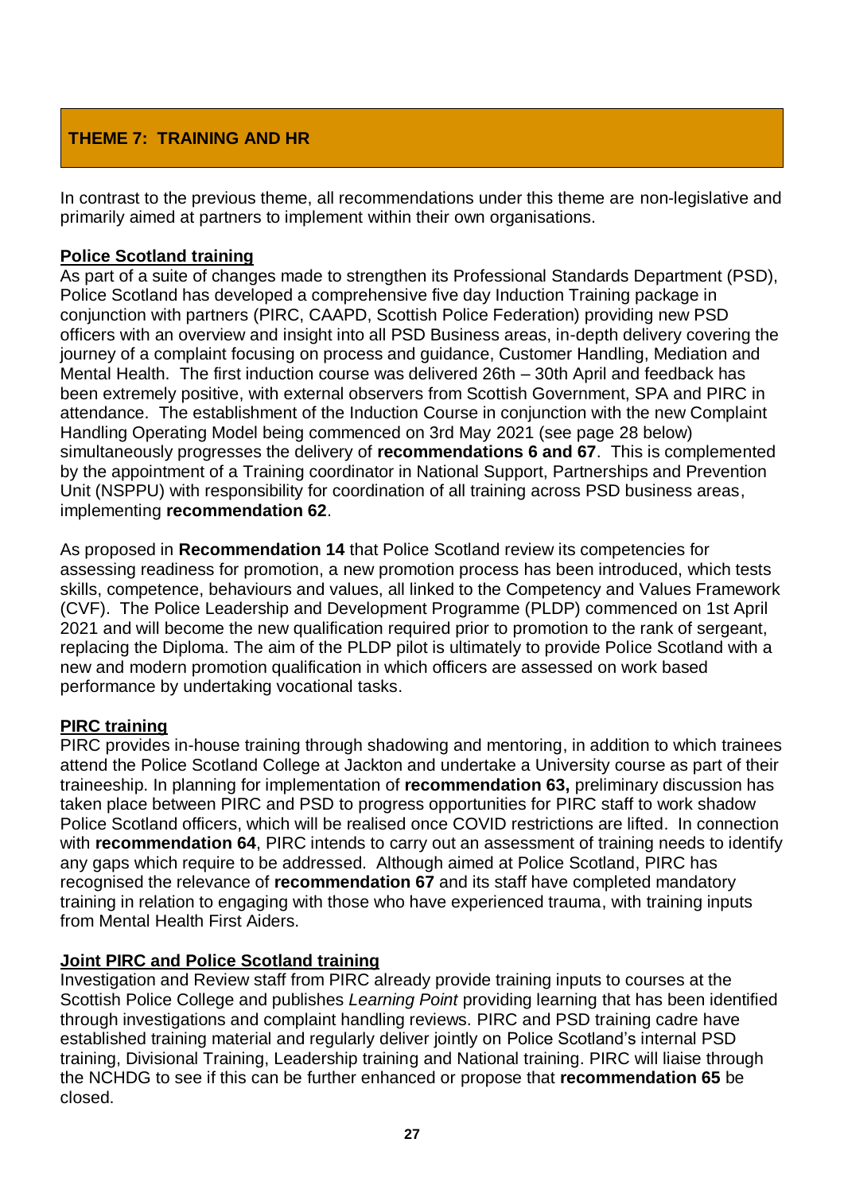## THEME 7: TRAINING AND HR

In contrast to the previous theme, all recommendations under this theme are non-legislative and primarily aimed at partners to implement within their own organisations.

### Police Scotland training

As part of a suite of changes made to strengthen its Professional Standards Department (PSD), Police Scotland has developed a comprehensive five day Induction Training package in conjunction with partners (PIRC, CAAPD, Scottish Police Federation) providing new PSD officers with an overview and insight into all PSD Business areas, in-depth delivery covering the journey of a complaint focusing on process and guidance, Customer Handling, Mediation and Mental Health. The first induction course was delivered 26th – 30th April and feedback has been extremely positive, with external observers from Scottish Government, SPA and PIRC in attendance. The establishment of the Induction Course in conjunction with the new Complaint Handling Operating Model being commenced on 3rd May 2021 (see page 28 below) simultaneously progresses the delivery of **recommendations 6 and 67**. This is complemented by the appointment of a Training coordinator in National Support, Partnerships and Prevention Unit (NSPPU) with responsibility for coordination of all training across PSD business areas, implementing **recommendation 62**.

As proposed in **Recommendation 14** that Police Scotland review its competencies for assessing readiness for promotion, a new promotion process has been introduced, which tests skills, competence, behaviours and values, all linked to the Competency and Values Framework (CVF). The Police Leadership and Development Programme (PLDP) commenced on 1st April 2021 and will become the new qualification required prior to promotion to the rank of sergeant, replacing the Diploma. The aim of the PLDP pilot is ultimately to provide Police Scotland with a new and modern promotion qualification in which officers are assessed on work based performance by undertaking vocational tasks.

### PIRC training

PIRC provides in-house training through shadowing and mentoring, in addition to which trainees attend the Police Scotland College at Jackton and undertake a University course as part of their traineeship. In planning for implementation of **recommendation 63,** preliminary discussion has taken place between PIRC and PSD to progress opportunities for PIRC staff to work shadow Police Scotland officers, which will be realised once COVID restrictions are lifted. In connection with **recommendation 64**, PIRC intends to carry out an assessment of training needs to identify any gaps which require to be addressed. Although aimed at Police Scotland, PIRC has recognised the relevance of **recommendation 67** and its staff have completed mandatory training in relation to engaging with those who have experienced trauma, with training inputs from Mental Health First Aiders.

### Joint PIRC and Police Scotland training

Investigation and Review staff from PIRC already provide training inputs to courses at the Scottish Police College and publishes *Learning Point* providing learning that has been identified through investigations and complaint handling reviews. PIRC and PSD training cadre have established training material and regularly deliver jointly on Police Scotland's internal PSD training, Divisional Training, Leadership training and National training. PIRC will liaise through the NCHDG to see if this can be further enhanced or propose that **recommendation 65** be closed.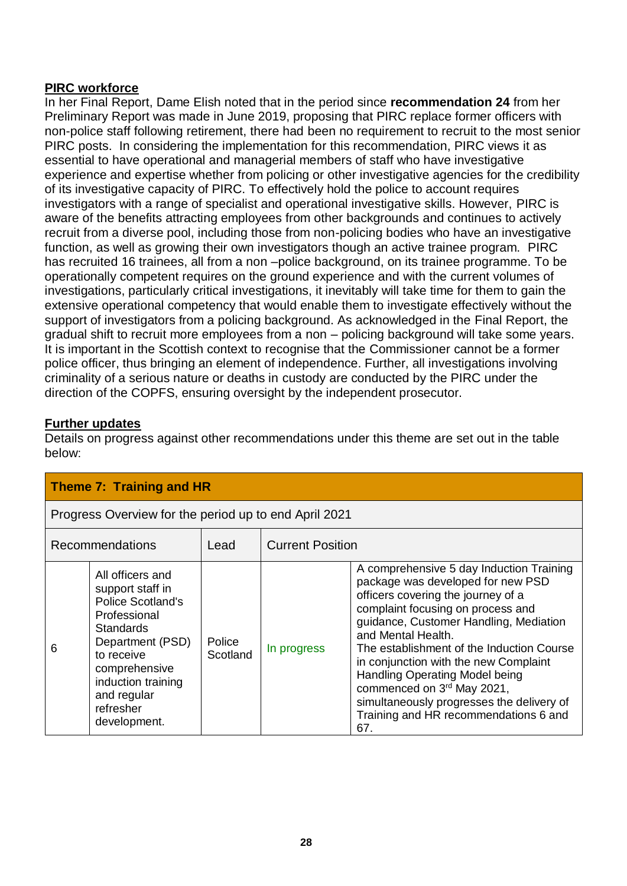**PIRC workforce**

In her Final Report, Dame Elish noted that in the period since **recommendation 24** from her Preliminary Report was made in June 2019, proposing that PIRC replace former officers with non-police staff following retirement, there had been no requirement to recruit to the most senior PIRC posts. In considering the implementation for this recommendation, PIRC views it as essential to have operational and managerial members of staff who have investigative experience and expertise whether from policing or other investigative agencies for the credibility of its investigative capacity of PIRC. To effectively hold the police to account requires investigators with a range of specialist and operational investigative skills. However, PIRC is aware of the benefits attracting employees from other backgrounds and continues to actively recruit from a diverse pool, including those from non-policing bodies who have an investigative function, as well as growing their own investigators though an active trainee program. PIRC has recruited 16 trainees, all from a non –police background, on its trainee programme. To be operationally competent requires on the ground experience and with the current volumes of investigations, particularly critical investigations, it inevitably will take time for them to gain the extensive operational competency that would enable them to investigate effectively without the support of investigators from a policing background. As acknowledged in the Final Report, the gradual shift to recruit more employees from a non – policing background will take some years. It is important in the Scottish context to recognise that the Commissioner cannot be a former police officer, thus bringing an element of independence. Further, all investigations involving criminality of a serious nature or deaths in custody are conducted by the PIRC under the direction of the COPFS, ensuring oversight by the independent prosecutor.

**Further updates**

Details on progress against other recommendations under this theme are set out in the table below:

| **Theme 7: Training and HR** | | | | |
|---|---|---|---|---|
| Progress Overview for the period up to end April 2021 | | | | |
| Recommendations | | Lead | Current Position | |
| 6 | All officers and support staff in Police Scotland's Professional Standards Department (PSD) to receive comprehensive induction training and regular refresher development. | Police Scotland | In progress | A comprehensive 5 day Induction Training package was developed for new PSD officers covering the journey of a complaint focusing on process and guidance, Customer Handling, Mediation and Mental Health. The establishment of the Induction Course in conjunction with the new Complaint Handling Operating Model being commenced on 3rd May 2021, simultaneously progresses the delivery of Training and HR recommendations 6 and 67. |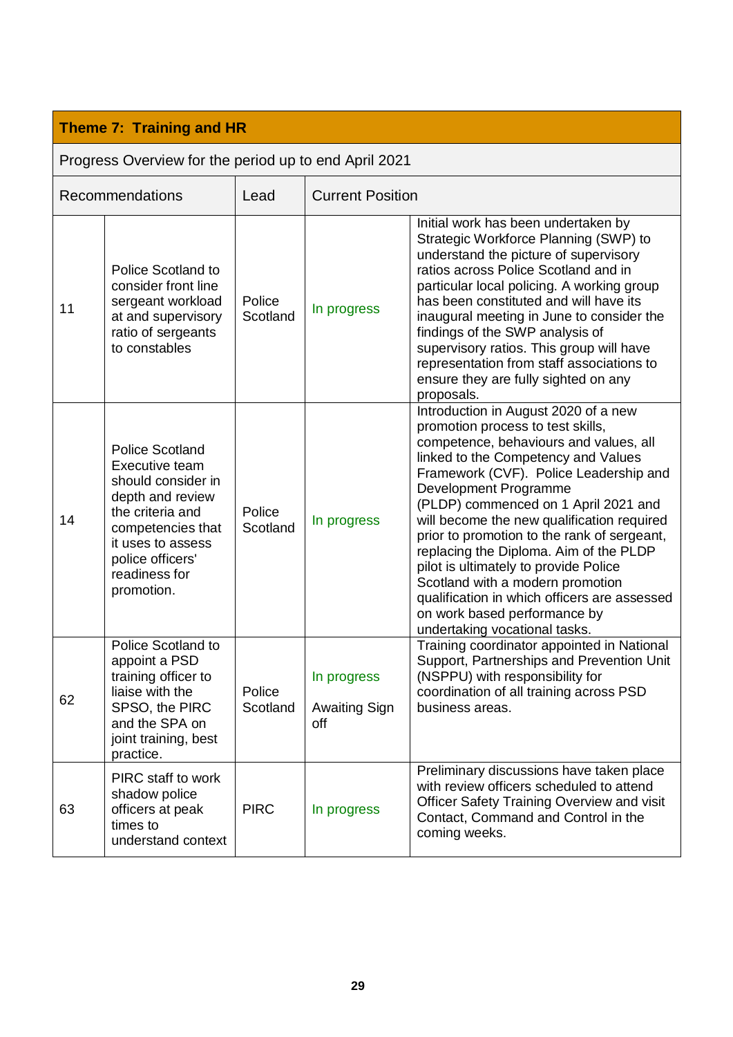## Theme 7: Training and HR

Progress Overview for the period up to end April 2021

| Recommendations | | Lead | Current Position | |
|---|---|---|---|---|
| 11 | Police Scotland to consider front line sergeant workload at and supervisory ratio of sergeants to constables | Police Scotland | In progress | Initial work has been undertaken by Strategic Workforce Planning (SWP) to understand the picture of supervisory ratios across Police Scotland and in particular local policing. A working group has been constituted and will have its inaugural meeting in June to consider the findings of the SWP analysis of supervisory ratios. This group will have representation from staff associations to ensure they are fully sighted on any proposals. |
| 14 | Police Scotland Executive team should consider in depth and review the criteria and competencies that it uses to assess police officers' readiness for promotion. | Police Scotland | In progress | Introduction in August 2020 of a new promotion process to test skills, competence, behaviours and values, all linked to the Competency and Values Framework (CVF). Police Leadership and Development Programme (PLDP) commenced on 1 April 2021 and will become the new qualification required prior to promotion to the rank of sergeant, replacing the Diploma. Aim of the PLDP pilot is ultimately to provide Police Scotland with a modern promotion qualification in which officers are assessed on work based performance by undertaking vocational tasks. |
| 62 | Police Scotland to appoint a PSD training officer to liaise with the SPSO, the PIRC and the SPA on joint training, best practice. | Police Scotland | In progress<br><br>Awaiting Sign off | Training coordinator appointed in National Support, Partnerships and Prevention Unit (NSPPU) with responsibility for coordination of all training across PSD business areas. |
| 63 | PIRC staff to work shadow police officers at peak times to understand context | PIRC | In progress | Preliminary discussions have taken place with review officers scheduled to attend Officer Safety Training Overview and visit Contact, Command and Control in the coming weeks. |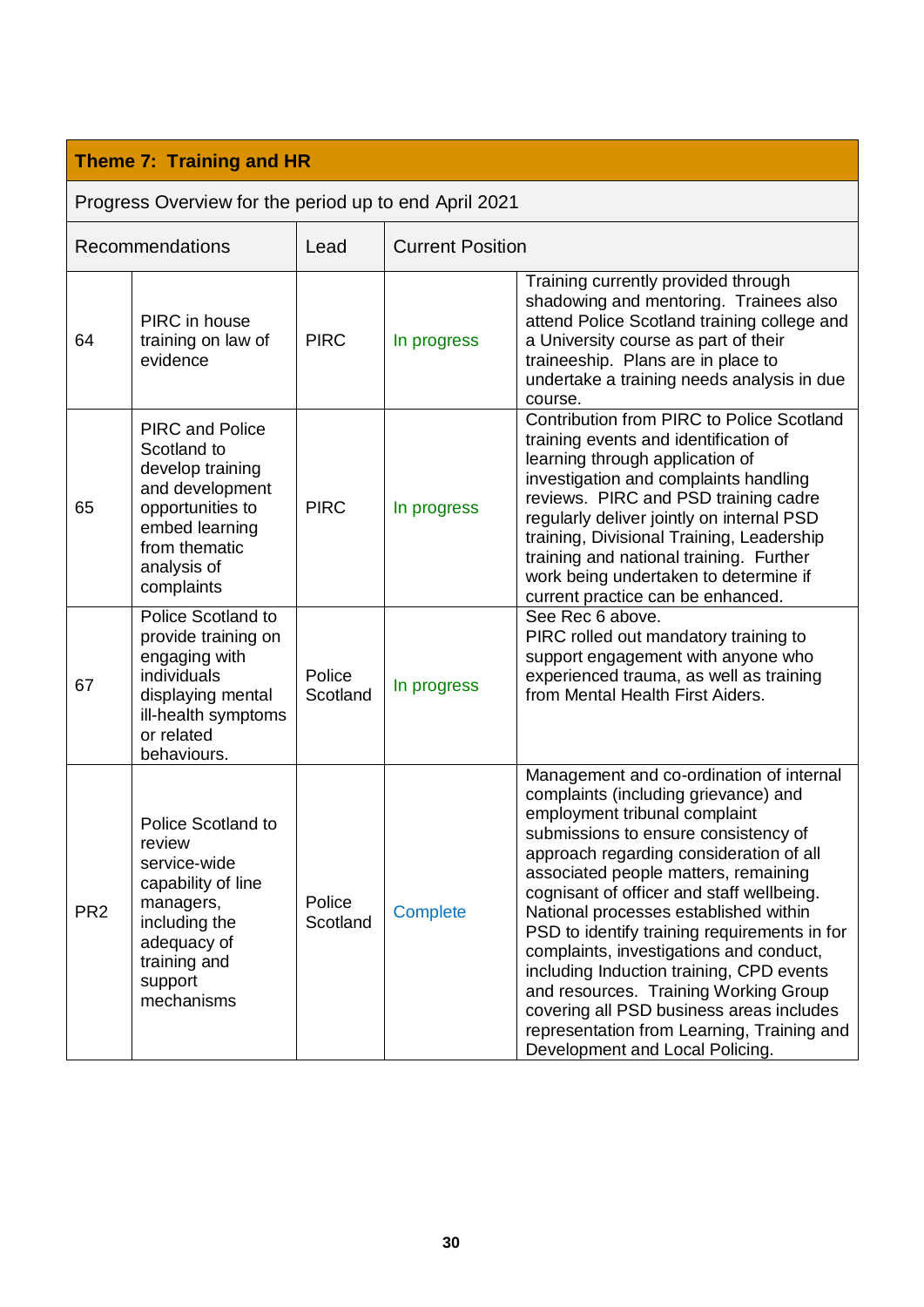| Theme 7: Training and HR | | | | |
|---|---|---|---|---|
| Progress Overview for the period up to end April 2021 | | | | |
| Recommendations | | Lead | Current Position | |
| 64 | PIRC in house training on law of evidence | PIRC | In progress | Training currently provided through shadowing and mentoring. Trainees also attend Police Scotland training college and a University course as part of their traineeship. Plans are in place to undertake a training needs analysis in due course. |
| 65 | PIRC and Police Scotland to develop training and development opportunities to embed learning from thematic analysis of complaints | PIRC | In progress | Contribution from PIRC to Police Scotland training events and identification of learning through application of investigation and complaints handling reviews. PIRC and PSD training cadre regularly deliver jointly on internal PSD training, Divisional Training, Leadership training and national training. Further work being undertaken to determine if current practice can be enhanced. |
| 67 | Police Scotland to provide training on engaging with individuals displaying mental ill-health symptoms or related behaviours. | Police Scotland | In progress | See Rec 6 above. PIRC rolled out mandatory training to support engagement with anyone who experienced trauma, as well as training from Mental Health First Aiders. |
| PR2 | Police Scotland to review service-wide capability of line managers, including the adequacy of training and support mechanisms | Police Scotland | Complete | Management and co-ordination of internal complaints (including grievance) and employment tribunal complaint submissions to ensure consistency of approach regarding consideration of all associated people matters, remaining cognisant of officer and staff wellbeing. National processes established within PSD to identify training requirements in for complaints, investigations and conduct, including Induction training, CPD events and resources. Training Working Group covering all PSD business areas includes representation from Learning, Training and Development and Local Policing. |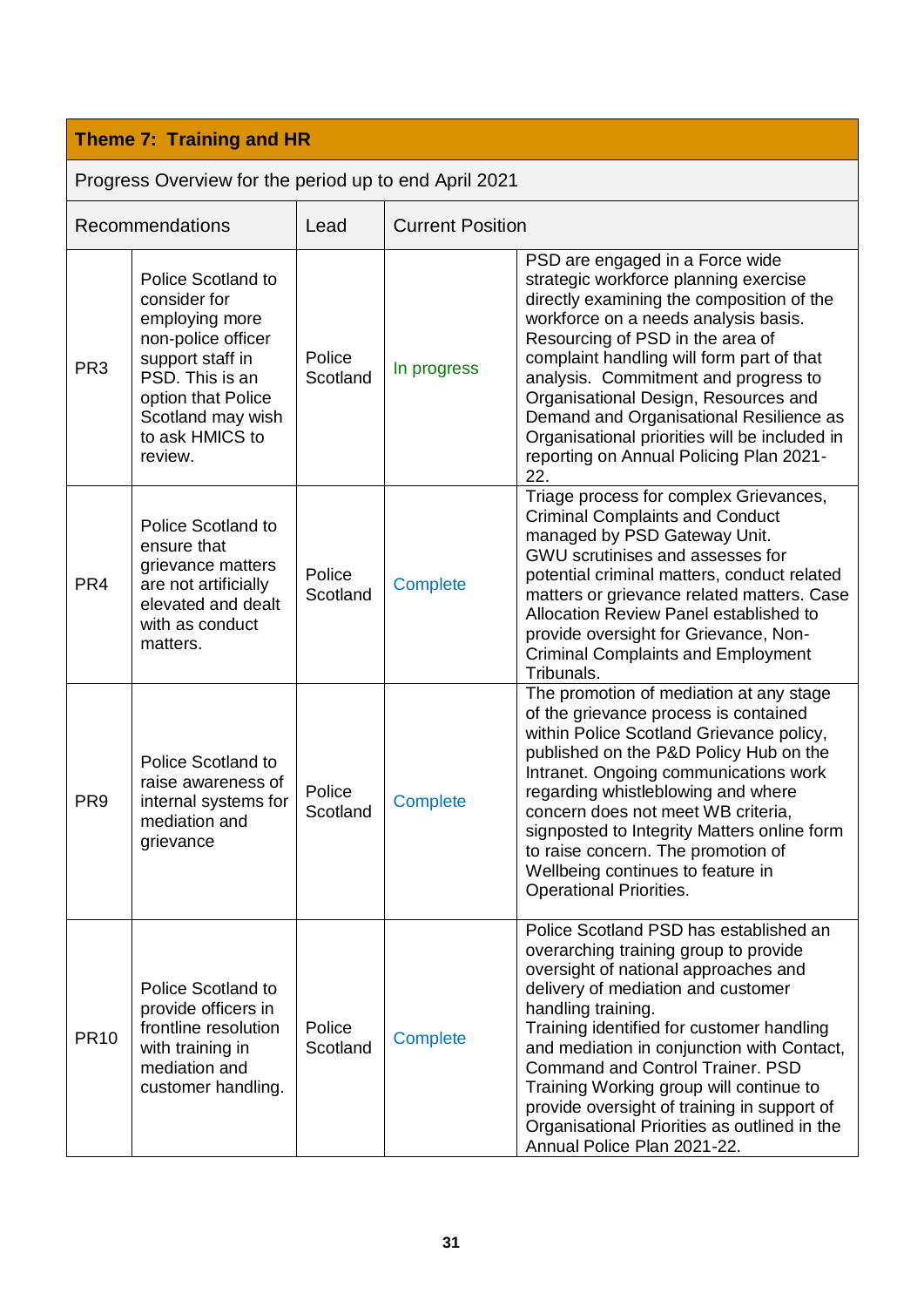| Theme 7: Training and HR | | | | |
|---|---|---|---|---|
| Progress Overview for the period up to end April 2021 | | | | |
| Recommendations | | Lead | Current Position | |
| PR3 | Police Scotland to consider for employing more non-police officer support staff in PSD. This is an option that Police Scotland may wish to ask HMICS to review. | Police Scotland | In progress | PSD are engaged in a Force wide strategic workforce planning exercise directly examining the composition of the workforce on a needs analysis basis. Resourcing of PSD in the area of complaint handling will form part of that analysis. Commitment and progress to Organisational Design, Resources and Demand and Organisational Resilience as Organisational priorities will be included in reporting on Annual Policing Plan 2021-22. |
| PR4 | Police Scotland to ensure that grievance matters are not artificially elevated and dealt with as conduct matters. | Police Scotland | Complete | Triage process for complex Grievances, Criminal Complaints and Conduct managed by PSD Gateway Unit. GWU scrutinises and assesses for potential criminal matters, conduct related matters or grievance related matters. Case Allocation Review Panel established to provide oversight for Grievance, Non-Criminal Complaints and Employment Tribunals. |
| PR9 | Police Scotland to raise awareness of internal systems for mediation and grievance | Police Scotland | Complete | The promotion of mediation at any stage of the grievance process is contained within Police Scotland Grievance policy, published on the P&D Policy Hub on the Intranet. Ongoing communications work regarding whistleblowing and where concern does not meet WB criteria, signposted to Integrity Matters online form to raise concern. The promotion of Wellbeing continues to feature in Operational Priorities. |
| PR10 | Police Scotland to provide officers in frontline resolution with training in mediation and customer handling. | Police Scotland | Complete | Police Scotland PSD has established an overarching training group to provide oversight of national approaches and delivery of mediation and customer handling training.<br>Training identified for customer handling and mediation in conjunction with Contact, Command and Control Trainer. PSD Training Working group will continue to provide oversight of training in support of Organisational Priorities as outlined in the Annual Police Plan 2021-22. |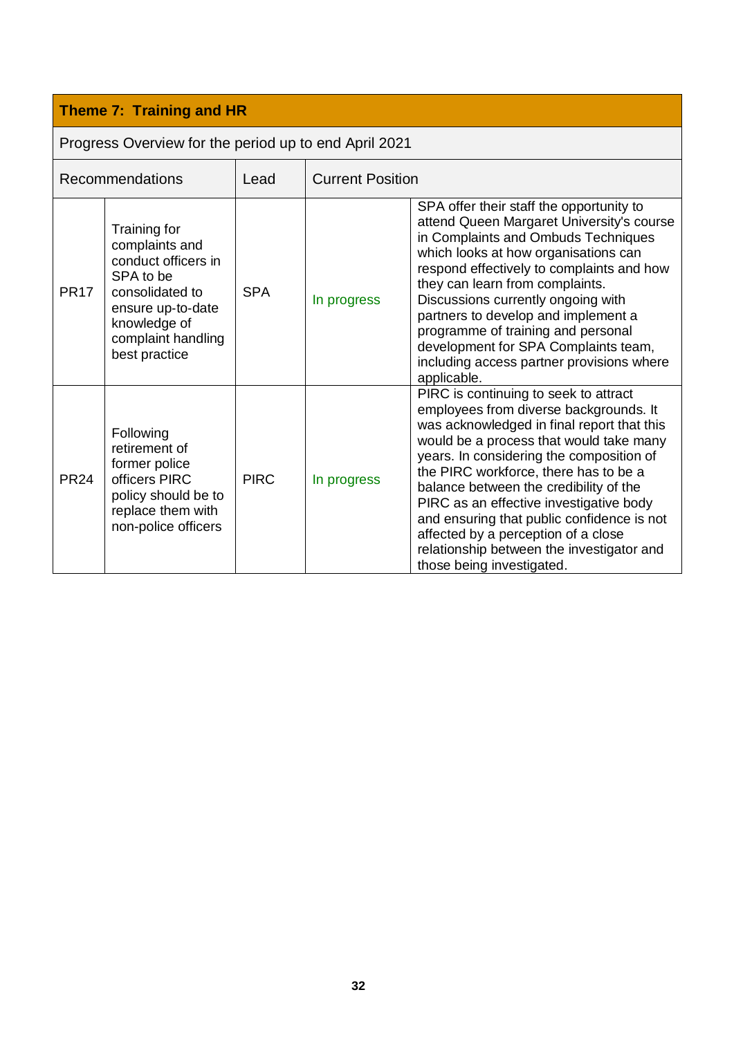| Theme 7: Training and HR | | | | |
|---|---|---|---|---|
| Progress Overview for the period up to end April 2021 | | | | |
| Recommendations | | Lead | Current Position | |
| PR17 | Training for complaints and conduct officers in SPA to be consolidated to ensure up-to-date knowledge of complaint handling best practice | SPA | In progress | SPA offer their staff the opportunity to attend Queen Margaret University's course in Complaints and Ombuds Techniques which looks at how organisations can respond effectively to complaints and how they can learn from complaints. Discussions currently ongoing with partners to develop and implement a programme of training and personal development for SPA Complaints team, including access partner provisions where applicable. |
| PR24 | Following retirement of former police officers PIRC policy should be to replace them with non-police officers | PIRC | In progress | PIRC is continuing to seek to attract employees from diverse backgrounds. It was acknowledged in final report that this would be a process that would take many years. In considering the composition of the PIRC workforce, there has to be a balance between the credibility of the PIRC as an effective investigative body and ensuring that public confidence is not affected by a perception of a close relationship between the investigator and those being investigated. |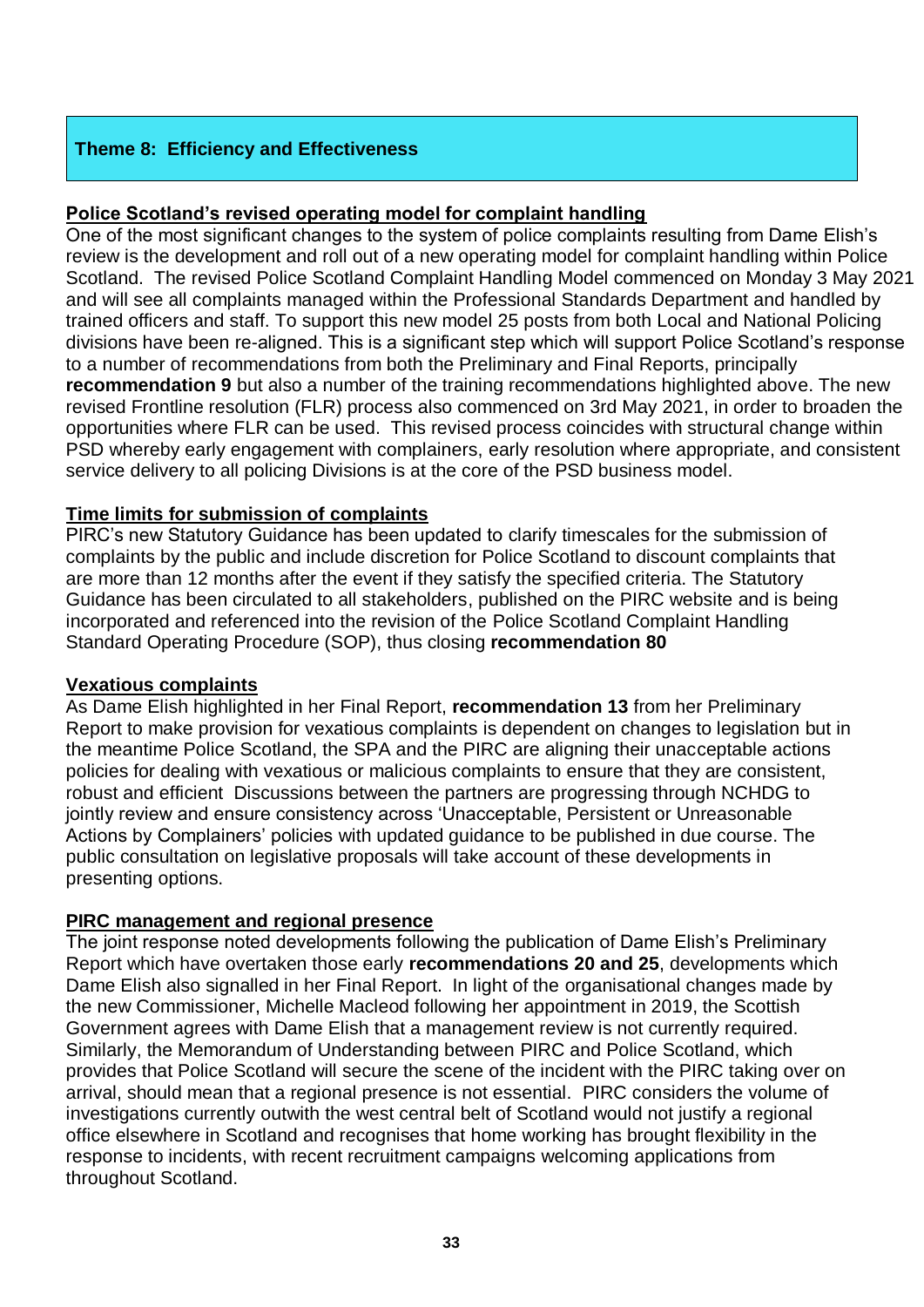## Theme 8: Efficiency and Effectiveness

**Police Scotland's revised operating model for complaint handling**

One of the most significant changes to the system of police complaints resulting from Dame Elish's review is the development and roll out of a new operating model for complaint handling within Police Scotland. The revised Police Scotland Complaint Handling Model commenced on Monday 3 May 2021 and will see all complaints managed within the Professional Standards Department and handled by trained officers and staff. To support this new model 25 posts from both Local and National Policing divisions have been re-aligned. This is a significant step which will support Police Scotland's response to a number of recommendations from both the Preliminary and Final Reports, principally **recommendation 9** but also a number of the training recommendations highlighted above. The new revised Frontline resolution (FLR) process also commenced on 3rd May 2021, in order to broaden the opportunities where FLR can be used. This revised process coincides with structural change within PSD whereby early engagement with complainers, early resolution where appropriate, and consistent service delivery to all policing Divisions is at the core of the PSD business model.

**Time limits for submission of complaints**

PIRC's new Statutory Guidance has been updated to clarify timescales for the submission of complaints by the public and include discretion for Police Scotland to discount complaints that are more than 12 months after the event if they satisfy the specified criteria. The Statutory Guidance has been circulated to all stakeholders, published on the PIRC website and is being incorporated and referenced into the revision of the Police Scotland Complaint Handling Standard Operating Procedure (SOP), thus closing **recommendation 80**

**Vexatious complaints**

As Dame Elish highlighted in her Final Report, **recommendation 13** from her Preliminary Report to make provision for vexatious complaints is dependent on changes to legislation but in the meantime Police Scotland, the SPA and the PIRC are aligning their unacceptable actions policies for dealing with vexatious or malicious complaints to ensure that they are consistent, robust and efficient Discussions between the partners are progressing through NCHDG to jointly review and ensure consistency across 'Unacceptable, Persistent or Unreasonable Actions by Complainers' policies with updated guidance to be published in due course. The public consultation on legislative proposals will take account of these developments in presenting options.

**PIRC management and regional presence**

The joint response noted developments following the publication of Dame Elish's Preliminary Report which have overtaken those early **recommendations 20 and 25**, developments which Dame Elish also signalled in her Final Report. In light of the organisational changes made by the new Commissioner, Michelle Macleod following her appointment in 2019, the Scottish Government agrees with Dame Elish that a management review is not currently required. Similarly, the Memorandum of Understanding between PIRC and Police Scotland, which provides that Police Scotland will secure the scene of the incident with the PIRC taking over on arrival, should mean that a regional presence is not essential. PIRC considers the volume of investigations currently outwith the west central belt of Scotland would not justify a regional office elsewhere in Scotland and recognises that home working has brought flexibility in the response to incidents, with recent recruitment campaigns welcoming applications from throughout Scotland.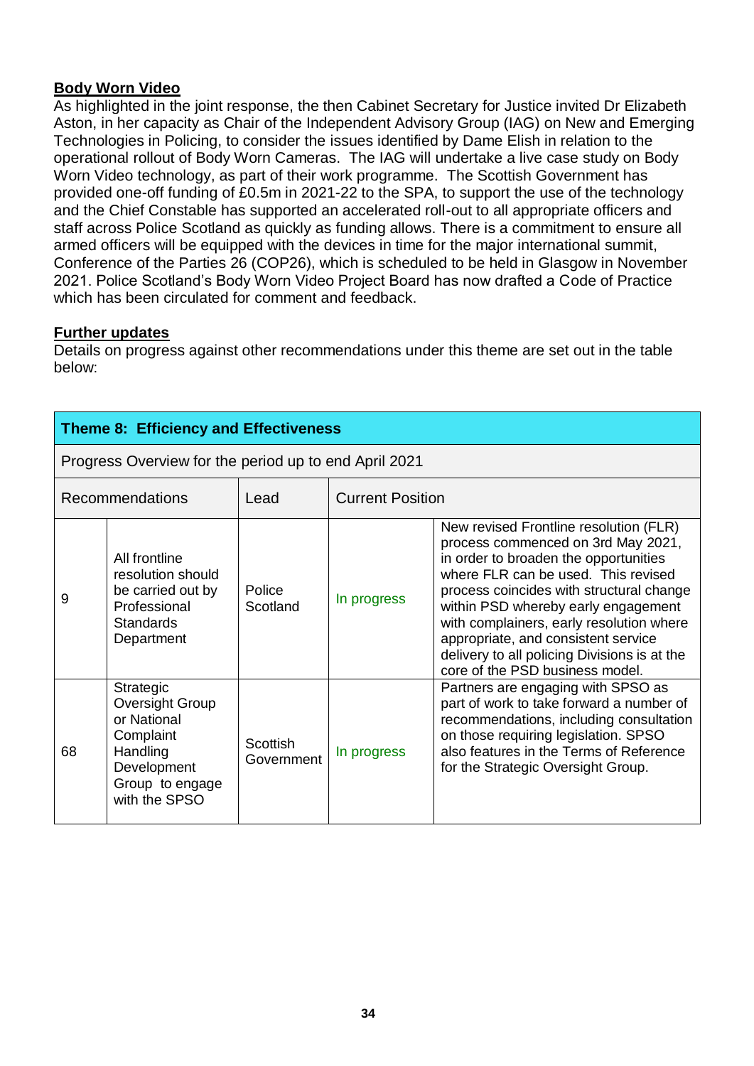**Body Worn Video**

As highlighted in the joint response, the then Cabinet Secretary for Justice invited Dr Elizabeth Aston, in her capacity as Chair of the Independent Advisory Group (IAG) on New and Emerging Technologies in Policing, to consider the issues identified by Dame Elish in relation to the operational rollout of Body Worn Cameras. The IAG will undertake a live case study on Body Worn Video technology, as part of their work programme. The Scottish Government has provided one-off funding of £0.5m in 2021-22 to the SPA, to support the use of the technology and the Chief Constable has supported an accelerated roll-out to all appropriate officers and staff across Police Scotland as quickly as funding allows. There is a commitment to ensure all armed officers will be equipped with the devices in time for the major international summit, Conference of the Parties 26 (COP26), which is scheduled to be held in Glasgow in November 2021. Police Scotland's Body Worn Video Project Board has now drafted a Code of Practice which has been circulated for comment and feedback.

**Further updates**

Details on progress against other recommendations under this theme are set out in the table below:

| Theme 8: Efficiency and Effectiveness | | | | |
|---|---|---|---|---|
| Progress Overview for the period up to end April 2021 | | | | |
| Recommendations | | Lead | Current Position | |
| 9 | All frontline resolution should be carried out by Professional Standards Department | Police Scotland | In progress | New revised Frontline resolution (FLR) process commenced on 3rd May 2021, in order to broaden the opportunities where FLR can be used. This revised process coincides with structural change within PSD whereby early engagement with complainers, early resolution where appropriate, and consistent service delivery to all policing Divisions is at the core of the PSD business model. |
| 68 | Strategic Oversight Group or National Complaint Handling Development Group to engage with the SPSO | Scottish Government | In progress | Partners are engaging with SPSO as part of work to take forward a number of recommendations, including consultation on those requiring legislation. SPSO also features in the Terms of Reference for the Strategic Oversight Group. |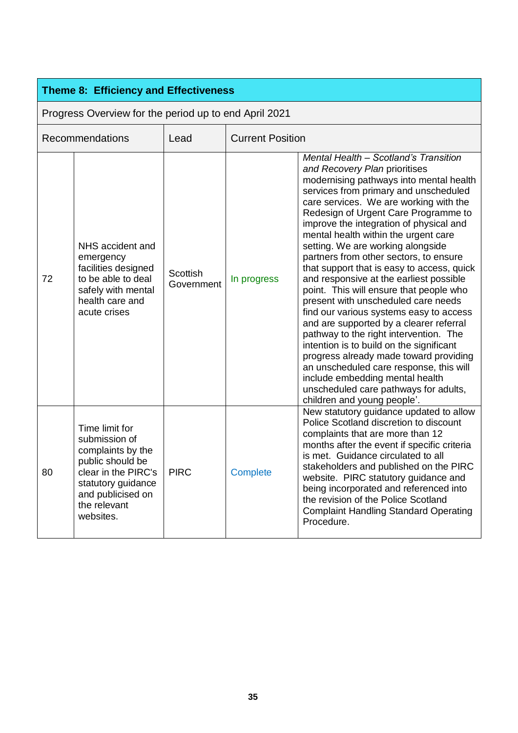| Theme 8: Efficiency and Effectiveness | | | | |
|---|---|---|---|---|
| Progress Overview for the period up to end April 2021 | | | | |
| Recommendations | | Lead | Current Position | |
| 72 | NHS accident and emergency facilities designed to be able to deal safely with mental health care and acute crises | Scottish Government | In progress | *Mental Health – Scotland's Transition and Recovery Plan* prioritises modernising pathways into mental health services from primary and unscheduled care services. We are working with the Redesign of Urgent Care Programme to improve the integration of physical and mental health within the urgent care setting. We are working alongside partners from other sectors, to ensure that support that is easy to access, quick and responsive at the earliest possible point. This will ensure that people who present with unscheduled care needs find our various systems easy to access and are supported by a clearer referral pathway to the right intervention. The intention is to build on the significant progress already made toward providing an unscheduled care response, this will include embedding mental health unscheduled care pathways for adults, children and young people'. |
| 80 | Time limit for submission of complaints by the public should be clear in the PIRC's statutory guidance and publicised on the relevant websites. | PIRC | Complete | New statutory guidance updated to allow Police Scotland discretion to discount complaints that are more than 12 months after the event if specific criteria is met. Guidance circulated to all stakeholders and published on the PIRC website. PIRC statutory guidance and being incorporated and referenced into the revision of the Police Scotland Complaint Handling Standard Operating Procedure. |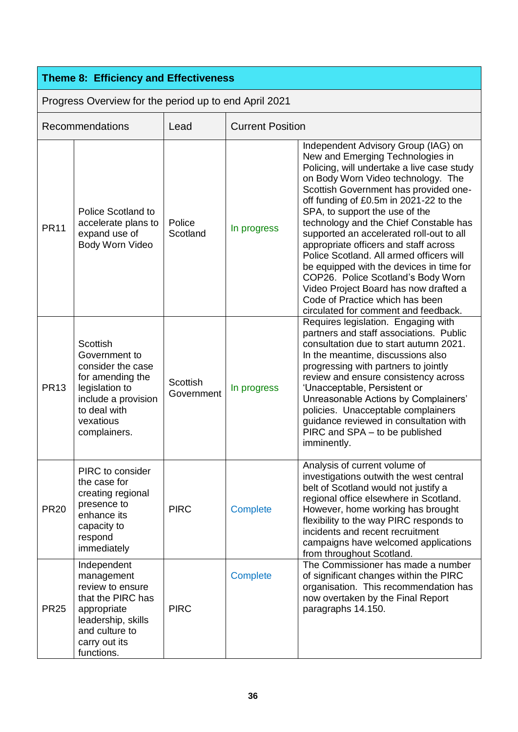| Theme 8: Efficiency and Effectiveness | | | | |
|---|---|---|---|---|
| Progress Overview for the period up to end April 2021 | | | | |
| Recommendations | | Lead | Current Position | |
| PR11 | Police Scotland to accelerate plans to expand use of Body Worn Video | Police Scotland | In progress | Independent Advisory Group (IAG) on New and Emerging Technologies in Policing, will undertake a live case study on Body Worn Video technology. The Scottish Government has provided one-off funding of £0.5m in 2021-22 to the SPA, to support the use of the technology and the Chief Constable has supported an accelerated roll-out to all appropriate officers and staff across Police Scotland. All armed officers will be equipped with the devices in time for COP26. Police Scotland's Body Worn Video Project Board has now drafted a Code of Practice which has been circulated for comment and feedback. |
| PR13 | Scottish Government to consider the case for amending the legislation to include a provision to deal with vexatious complainers. | Scottish Government | In progress | Requires legislation. Engaging with partners and staff associations. Public consultation due to start autumn 2021. In the meantime, discussions also progressing with partners to jointly review and ensure consistency across 'Unacceptable, Persistent or Unreasonable Actions by Complainers' policies. Unacceptable complainers guidance reviewed in consultation with PIRC and SPA – to be published imminently. |
| PR20 | PIRC to consider the case for creating regional presence to enhance its capacity to respond immediately | PIRC | Complete | Analysis of current volume of investigations outwith the west central belt of Scotland would not justify a regional office elsewhere in Scotland. However, home working has brought flexibility to the way PIRC responds to incidents and recent recruitment campaigns have welcomed applications from throughout Scotland. |
| PR25 | Independent management review to ensure that the PIRC has appropriate leadership, skills and culture to carry out its functions. | PIRC | Complete | The Commissioner has made a number of significant changes within the PIRC organisation. This recommendation has now overtaken by the Final Report paragraphs 14.150. |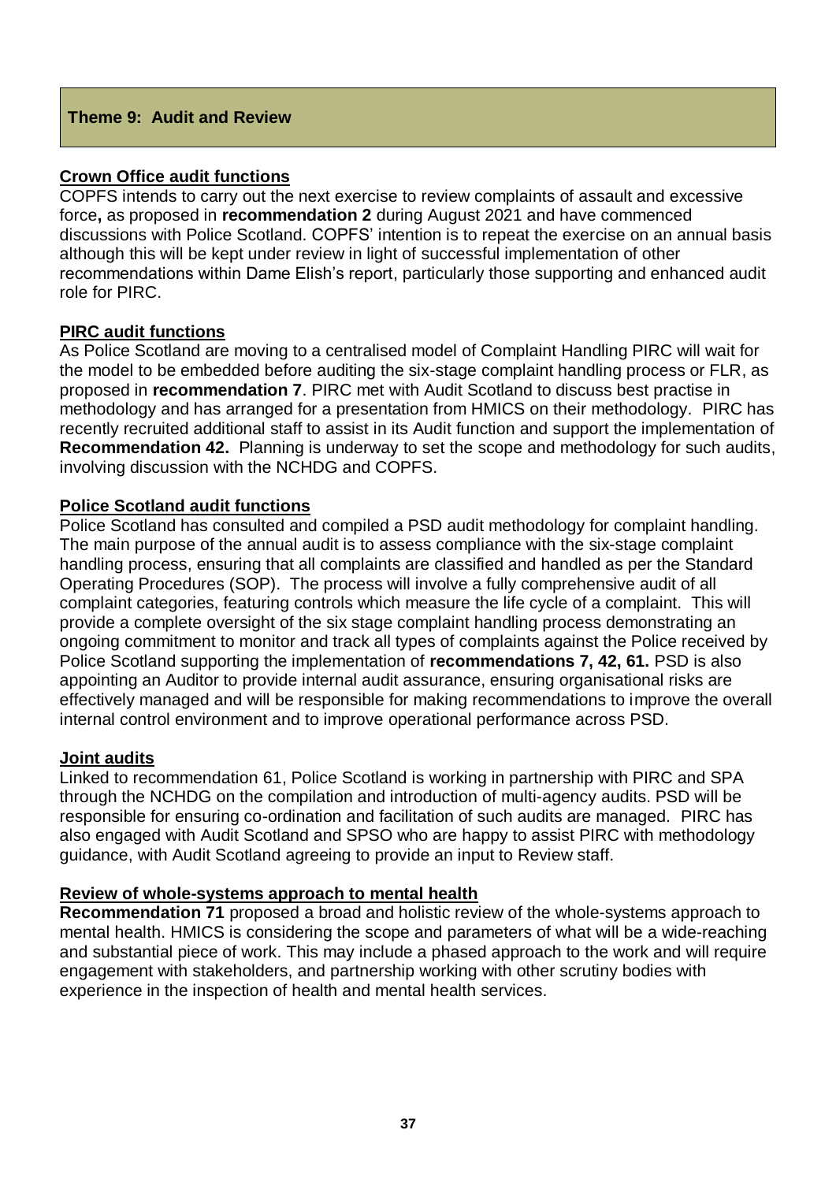## Theme 9: Audit and Review

**Crown Office audit functions**

COPFS intends to carry out the next exercise to review complaints of assault and excessive force**,** as proposed in **recommendation 2** during August 2021 and have commenced discussions with Police Scotland. COPFS' intention is to repeat the exercise on an annual basis although this will be kept under review in light of successful implementation of other recommendations within Dame Elish's report, particularly those supporting and enhanced audit role for PIRC.

**PIRC audit functions**

As Police Scotland are moving to a centralised model of Complaint Handling PIRC will wait for the model to be embedded before auditing the six-stage complaint handling process or FLR, as proposed in **recommendation 7**. PIRC met with Audit Scotland to discuss best practise in methodology and has arranged for a presentation from HMICS on their methodology. PIRC has recently recruited additional staff to assist in its Audit function and support the implementation of **Recommendation 42.** Planning is underway to set the scope and methodology for such audits, involving discussion with the NCHDG and COPFS.

**Police Scotland audit functions**

Police Scotland has consulted and compiled a PSD audit methodology for complaint handling. The main purpose of the annual audit is to assess compliance with the six-stage complaint handling process, ensuring that all complaints are classified and handled as per the Standard Operating Procedures (SOP). The process will involve a fully comprehensive audit of all complaint categories, featuring controls which measure the life cycle of a complaint. This will provide a complete oversight of the six stage complaint handling process demonstrating an ongoing commitment to monitor and track all types of complaints against the Police received by Police Scotland supporting the implementation of **recommendations 7, 42, 61.** PSD is also appointing an Auditor to provide internal audit assurance, ensuring organisational risks are effectively managed and will be responsible for making recommendations to improve the overall internal control environment and to improve operational performance across PSD.

**Joint audits**

Linked to recommendation 61, Police Scotland is working in partnership with PIRC and SPA through the NCHDG on the compilation and introduction of multi-agency audits. PSD will be responsible for ensuring co-ordination and facilitation of such audits are managed. PIRC has also engaged with Audit Scotland and SPSO who are happy to assist PIRC with methodology guidance, with Audit Scotland agreeing to provide an input to Review staff.

**Review of whole-systems approach to mental health**

**Recommendation 71** proposed a broad and holistic review of the whole-systems approach to mental health. HMICS is considering the scope and parameters of what will be a wide-reaching and substantial piece of work. This may include a phased approach to the work and will require engagement with stakeholders, and partnership working with other scrutiny bodies with experience in the inspection of health and mental health services.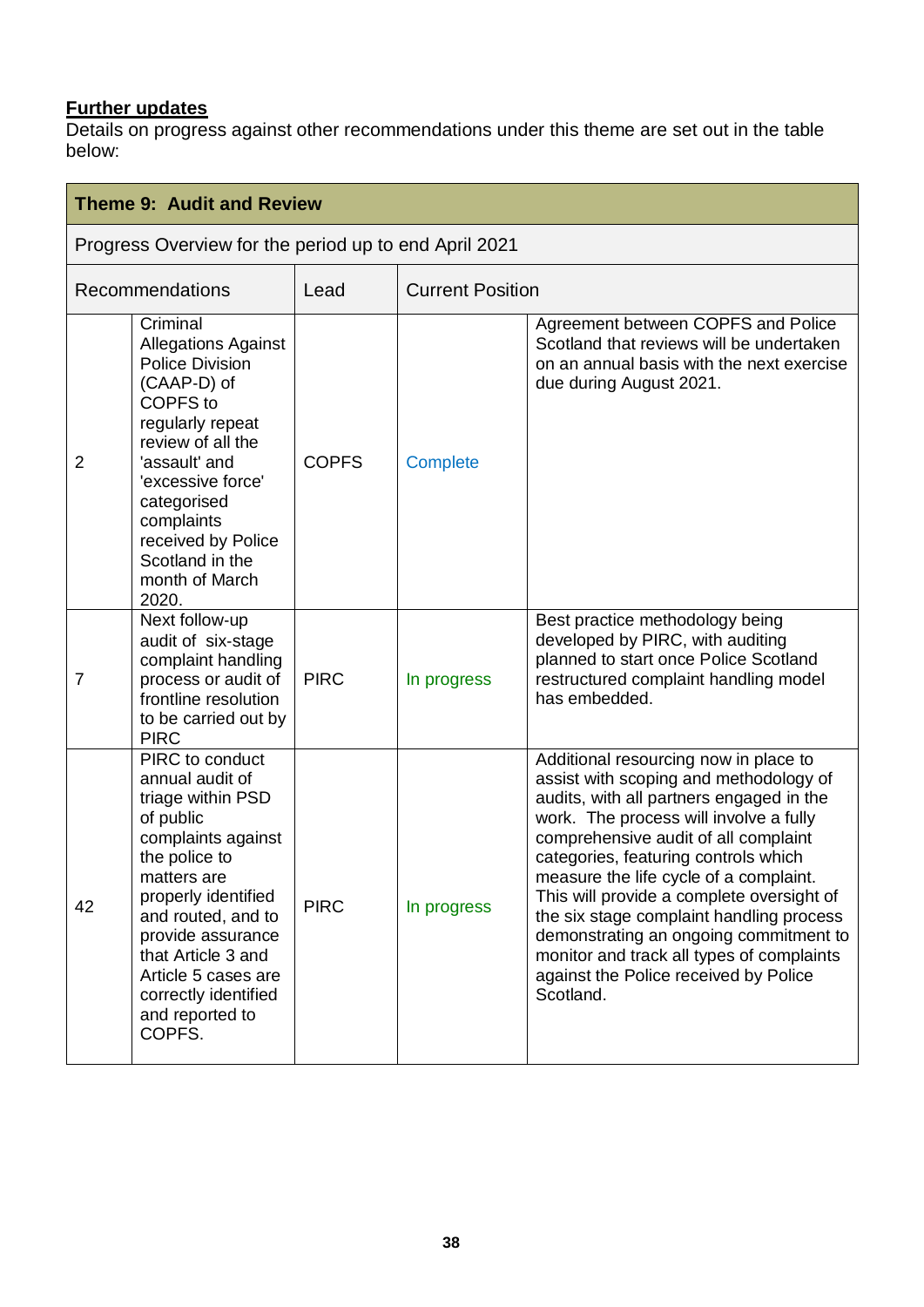**Further updates**

Details on progress against other recommendations under this theme are set out in the table below:

| Theme 9: Audit and Review | | | | |
|---|---|---|---|---|
| Progress Overview for the period up to end April 2021 | | | | |
| Recommendations | | Lead | Current Position | |
| 2 | Criminal Allegations Against Police Division (CAAP-D) of COPFS to regularly repeat review of all the 'assault' and 'excessive force' categorised complaints received by Police Scotland in the month of March 2020. | COPFS | Complete | Agreement between COPFS and Police Scotland that reviews will be undertaken on an annual basis with the next exercise due during August 2021. |
| 7 | Next follow-up audit of six-stage complaint handling process or audit of frontline resolution to be carried out by PIRC | PIRC | In progress | Best practice methodology being developed by PIRC, with auditing planned to start once Police Scotland restructured complaint handling model has embedded. |
| 42 | PIRC to conduct annual audit of triage within PSD of public complaints against the police to matters are properly identified and routed, and to provide assurance that Article 3 and Article 5 cases are correctly identified and reported to COPFS. | PIRC | In progress | Additional resourcing now in place to assist with scoping and methodology of audits, with all partners engaged in the work. The process will involve a fully comprehensive audit of all complaint categories, featuring controls which measure the life cycle of a complaint. This will provide a complete oversight of the six stage complaint handling process demonstrating an ongoing commitment to monitor and track all types of complaints against the Police received by Police Scotland. |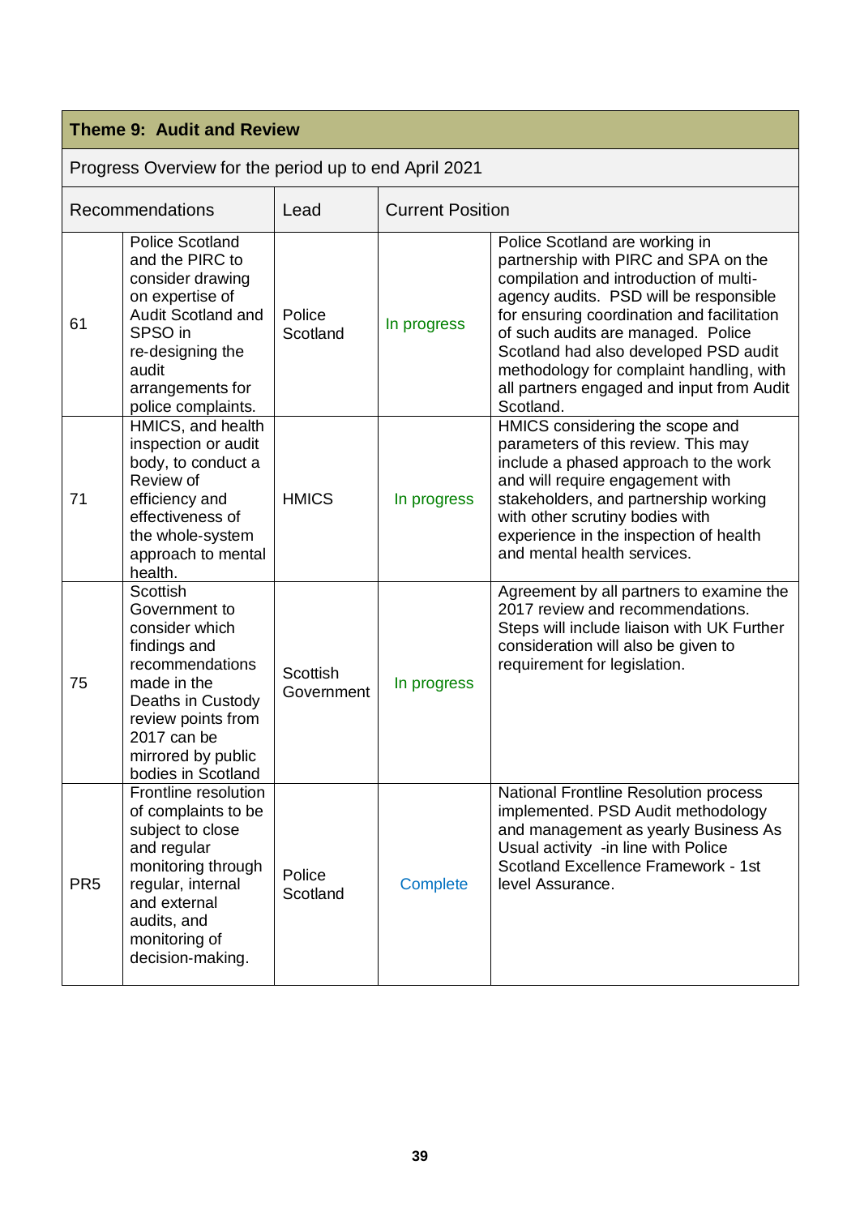| Theme 9: Audit and Review | | | | |
|---|---|---|---|---|
| Progress Overview for the period up to end April 2021 | | | | |
| Recommendations | | Lead | Current Position | |
| 61 | Police Scotland and the PIRC to consider drawing on expertise of Audit Scotland and SPSO in re-designing the audit arrangements for police complaints. | Police Scotland | In progress | Police Scotland are working in partnership with PIRC and SPA on the compilation and introduction of multi-agency audits. PSD will be responsible for ensuring coordination and facilitation of such audits are managed. Police Scotland had also developed PSD audit methodology for complaint handling, with all partners engaged and input from Audit Scotland. |
| 71 | HMICS, and health inspection or audit body, to conduct a Review of efficiency and effectiveness of the whole-system approach to mental health. | HMICS | In progress | HMICS considering the scope and parameters of this review. This may include a phased approach to the work and will require engagement with stakeholders, and partnership working with other scrutiny bodies with experience in the inspection of health and mental health services. |
| 75 | Scottish Government to consider which findings and recommendations made in the Deaths in Custody review points from 2017 can be mirrored by public bodies in Scotland | Scottish Government | In progress | Agreement by all partners to examine the 2017 review and recommendations. Steps will include liaison with UK Further consideration will also be given to requirement for legislation. |
| PR5 | Frontline resolution of complaints to be subject to close and regular monitoring through regular, internal and external audits, and monitoring of decision-making. | Police Scotland | Complete | National Frontline Resolution process implemented. PSD Audit methodology and management as yearly Business As Usual activity -in line with Police Scotland Excellence Framework - 1st level Assurance. |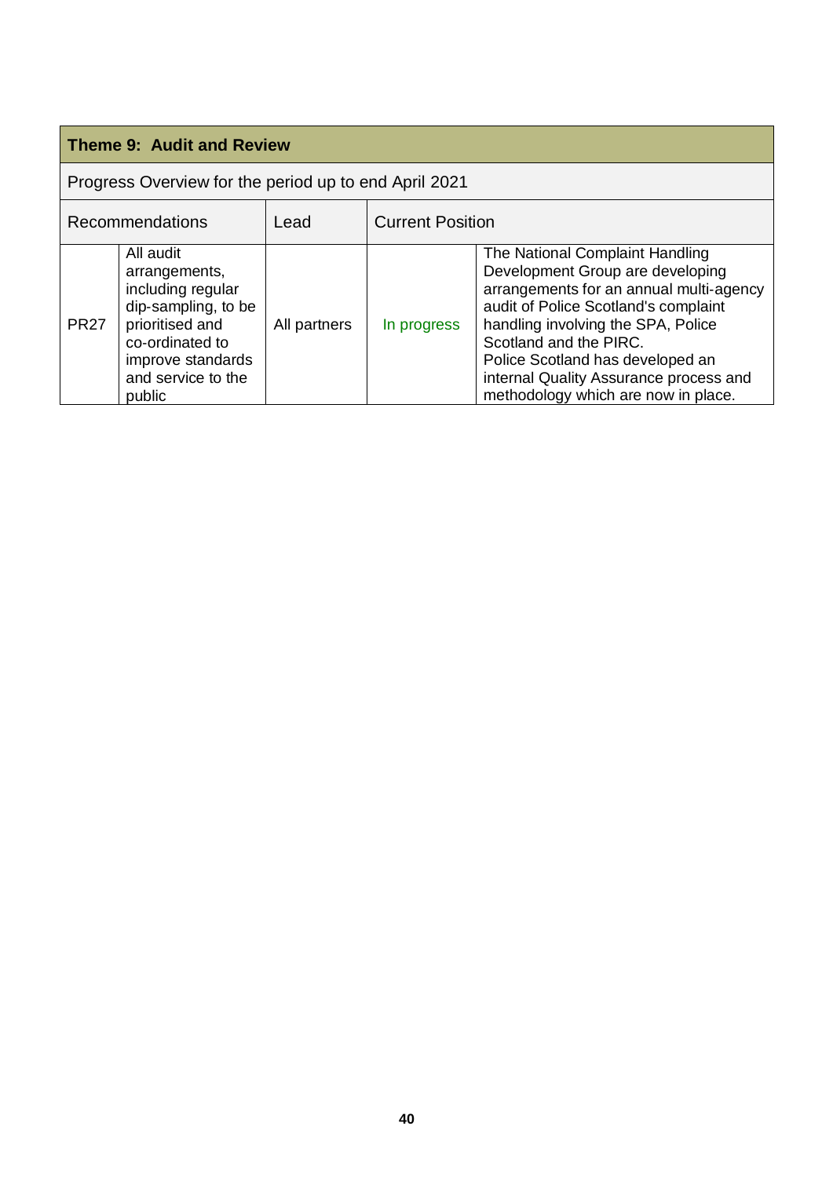| Theme 9: Audit and Review | | | | |
|---|---|---|---|---|
| Progress Overview for the period up to end April 2021 | | | | |
| Recommendations | | Lead | Current Position | |
| PR27 | All audit arrangements, including regular dip-sampling, to be prioritised and co-ordinated to improve standards and service to the public | All partners | In progress | The National Complaint Handling Development Group are developing arrangements for an annual multi-agency audit of Police Scotland's complaint handling involving the SPA, Police Scotland and the PIRC. Police Scotland has developed an internal Quality Assurance process and methodology which are now in place. |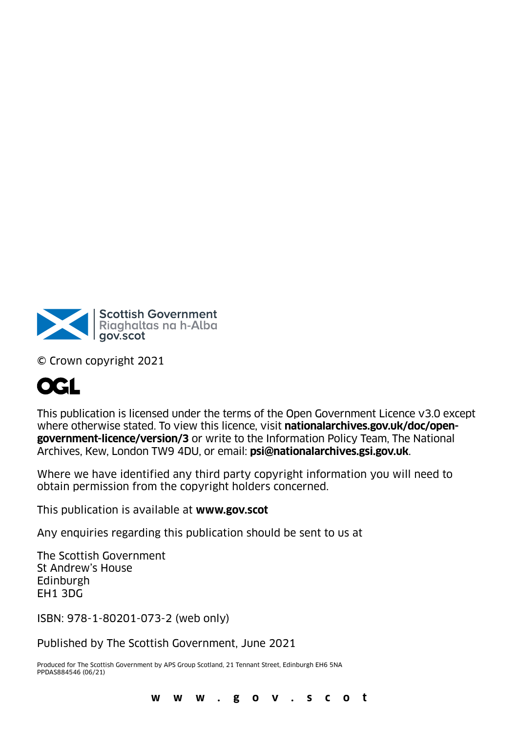Scottish Government
Riaghaltas na h-Alba
gov.scot

© Crown copyright 2021

OGL

This publication is licensed under the terms of the Open Government Licence v3.0 except where otherwise stated. To view this licence, visit **nationalarchives.gov.uk/doc/open-government-licence/version/3** or write to the Information Policy Team, The National Archives, Kew, London TW9 4DU, or email: **psi@nationalarchives.gsi.gov.uk**.

Where we have identified any third party copyright information you will need to obtain permission from the copyright holders concerned.

This publication is available at **www.gov.scot**

Any enquiries regarding this publication should be sent to us at

The Scottish Government
St Andrew's House
Edinburgh
EH1 3DG

ISBN: 978-1-80201-073-2 (web only)

Published by The Scottish Government, June 2021

Produced for The Scottish Government by APS Group Scotland, 21 Tennant Street, Edinburgh EH6 5NA
PPDAS884546 (06/21)

**w w w . g o v . s c o t**